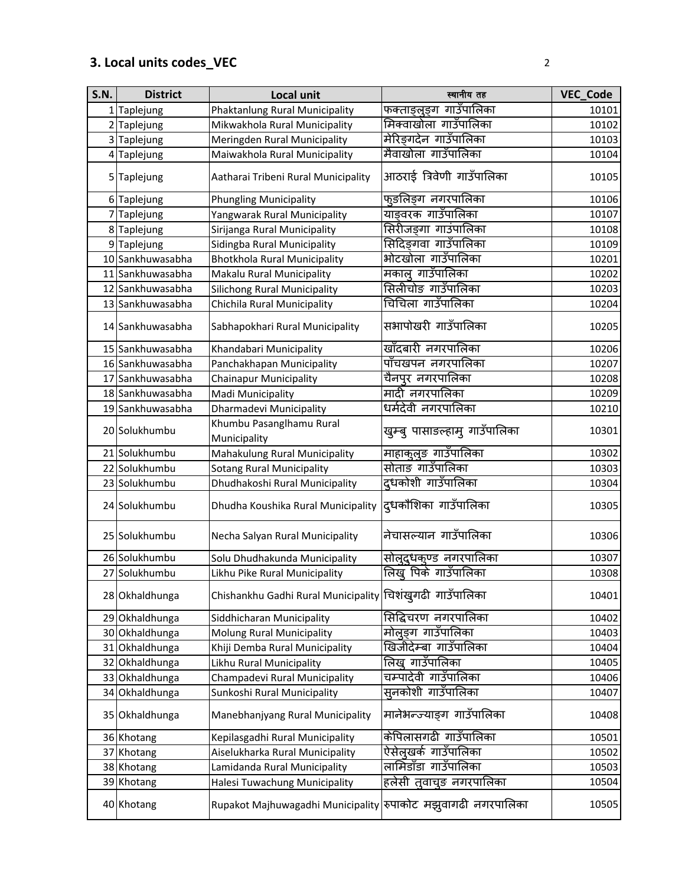## 3. Local units codes_VEC

| S.N. | District | Local unit | स्थानीय तह | VEC_Code |
|---|---|---|---|---|
| 1 | Taplejung | Phaktanlung Rural Municipality | फक्ताङलुङ्ग गाउँपालिका | 10101 |
| 2 | Taplejung | Mikwakhola Rural Municipality | मिक्वाखोला गाउँपालिका | 10102 |
| 3 | Taplejung | Meringden Rural Municipality | मेरिङ्गदेन गाउँपालिका | 10103 |
| 4 | Taplejung | Maiwakhola Rural Municipality | मैवाखोला गाउँपालिका | 10104 |
| 5 | Taplejung | Aatharai Tribeni Rural Municipality | आठराई त्रिवेणी गाउँपालिका | 10105 |
| 6 | Taplejung | Phungling Municipality | फुङलिङ्ग नगरपालिका | 10106 |
| 7 | Taplejung | Yangwarak Rural Municipality | याङ्वरक गाउँपालिका | 10107 |
| 8 | Taplejung | Sirijanga Rural Municipality | सिरीजङ्गा गाउंपालिका | 10108 |
| 9 | Taplejung | Sidingba Rural Municipality | सिदिङ्गवा गाउँपालिका | 10109 |
| 10 | Sankhuwasabha | Bhotkhola Rural Municipality | भोटखोला गाउँपालिका | 10201 |
| 11 | Sankhuwasabha | Makalu Rural Municipality | मकालु गाउँपालिका | 10202 |
| 12 | Sankhuwasabha | Silichong Rural Municipality | सिलीचोङ गाउँपालिका | 10203 |
| 13 | Sankhuwasabha | Chichila Rural Municipality | चिचिला गाउँपालिका | 10204 |
| 14 | Sankhuwasabha | Sabhapokhari Rural Municipality | सभापोखरी गाउँपालिका | 10205 |
| 15 | Sankhuwasabha | Khandabari Municipality | खाँदबारी नगरपालिका | 10206 |
| 16 | Sankhuwasabha | Panchakhapan Municipality | पाँचखपन नगरपालिका | 10207 |
| 17 | Sankhuwasabha | Chainapur Municipality | चैनपुर नगरपालिका | 10208 |
| 18 | Sankhuwasabha | Madi Municipality | मादी नगरपालिका | 10209 |
| 19 | Sankhuwasabha | Dharmadevi Municipality | धर्मदेवी नगरपालिका | 10210 |
| 20 | Solukhumbu | Khumbu Pasanglhamu Rural Municipality | खुम्बु पासाङल्हामु गाउँपालिका | 10301 |
| 21 | Solukhumbu | Mahakulung Rural Municipality | माहाकुलुङ गाउँपालिका | 10302 |
| 22 | Solukhumbu | Sotang Rural Municipality | सोताङ गाउँपालिका | 10303 |
| 23 | Solukhumbu | Dhudhakoshi Rural Municipality | दुधकोशी गाउँपालिका | 10304 |
| 24 | Solukhumbu | Dhudha Koushika Rural Municipality | दुधकौशिका गाउँपालिका | 10305 |
| 25 | Solukhumbu | Necha Salyan Rural Municipality | नेचासल्यान गाउँपालिका | 10306 |
| 26 | Solukhumbu | Solu Dhudhakunda Municipality | सोलुदुधकुण्ड नगरपालिका | 10307 |
| 27 | Solukhumbu | Likhu Pike Rural Municipality | लिखु पिके गाउँपालिका | 10308 |
| 28 | Okhaldhunga | Chishankhu Gadhi Rural Municipality | चिशंखुगढी गाउँपालिका | 10401 |
| 29 | Okhaldhunga | Siddhicharan Municipality | सिद्धिचरण नगरपालिका | 10402 |
| 30 | Okhaldhunga | Molung Rural Municipality | मोलुङ्ग गाउँपालिका | 10403 |
| 31 | Okhaldhunga | Khiji Demba Rural Municipality | खिजीदेम्बा गाउँपालिका | 10404 |
| 32 | Okhaldhunga | Likhu Rural Municipality | लिखु गाउँपालिका | 10405 |
| 33 | Okhaldhunga | Champadevi Rural Municipality | चम्पादेवी गाउँपालिका | 10406 |
| 34 | Okhaldhunga | Sunkoshi Rural Municipality | सुनकोशी गाउँपालिका | 10407 |
| 35 | Okhaldhunga | Manebhanjyang Rural Municipality | मानेभन्ज्याङ्ग गाउँपालिका | 10408 |
| 36 | Khotang | Kepilasgadhi Rural Municipality | केपिलासगढी गाउँपालिका | 10501 |
| 37 | Khotang | Aiselukharka Rural Municipality | ऐसेलुखर्क गाउँपालिका | 10502 |
| 38 | Khotang | Lamidanda Rural Municipality | लामिडाँडा गाउँपालिका | 10503 |
| 39 | Khotang | Halesi Tuwachung Municipality | हलेसी तुवाचुङ नगरपालिका | 10504 |
| 40 | Khotang | Rupakot Majhuwagadhi Municipality | रुपाकोट मझुवागढी नगरपालिका | 10505 |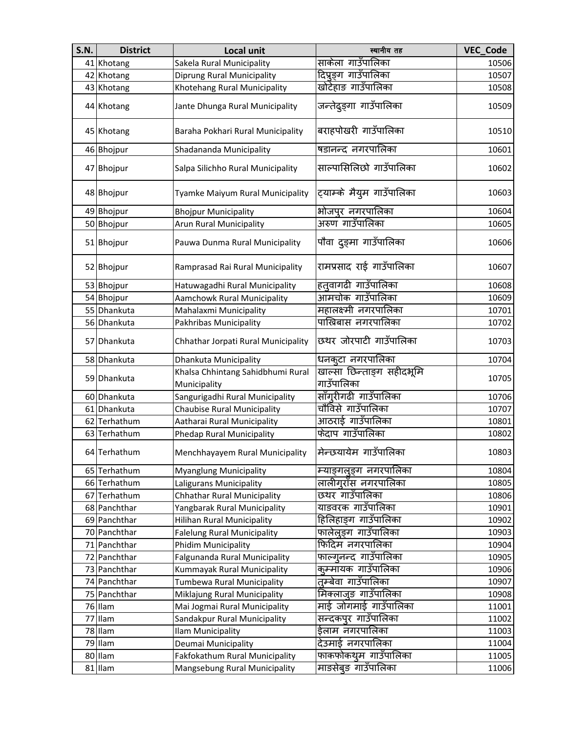| S.N. | District | Local unit | स्थानीय तह | VEC_Code |
| --- | --- | --- | --- | --- |
| 41 | Khotang | Sakela Rural Municipality | साकेला गाउँपालिका | 10506 |
| 42 | Khotang | Diprung Rural Municipality | दिप्रुङ्ग गाउँपालिका | 10507 |
| 43 | Khotang | Khotehang Rural Municipality | खोटेहाङ गाउँपालिका | 10508 |
| 44 | Khotang | Jante Dhunga Rural Municipality | जन्तेढुङ्गा गाउँपालिका | 10509 |
| 45 | Khotang | Baraha Pokhari Rural Municipality | बराहपोखरी गाउँपालिका | 10510 |
| 46 | Bhojpur | Shadananda Municipality | षडानन्द नगरपालिका | 10601 |
| 47 | Bhojpur | Salpa Silichho Rural Municipality | साल्पासिलिछो गाउँपालिका | 10602 |
| 48 | Bhojpur | Tyamke Maiyum Rural Municipality | ट्याम्के मैयुम गाउँपालिका | 10603 |
| 49 | Bhojpur | Bhojpur Municipality | भोजपुर नगरपालिका | 10604 |
| 50 | Bhojpur | Arun Rural Municipality | अरुण गाउँपालिका | 10605 |
| 51 | Bhojpur | Pauwa Dunma Rural Municipality | पौवा दुङ्मा गाउँपालिका | 10606 |
| 52 | Bhojpur | Ramprasad Rai Rural Municipality | रामप्रसाद राई गाउँपालिका | 10607 |
| 53 | Bhojpur | Hatuwagadhi Rural Municipality | हतुवागढी गाउँपालिका | 10608 |
| 54 | Bhojpur | Aamchowk Rural Municipality | आमचोक गाउँपालिका | 10609 |
| 55 | Dhankuta | Mahalaxmi Municipality | महालक्ष्मी नगरपालिका | 10701 |
| 56 | Dhankuta | Pakhribas Municipality | पाख्रिबास नगरपालिका | 10702 |
| 57 | Dhankuta | Chhathar Jorpati Rural Municipality | छथर जोरपाटी गाउँपालिका | 10703 |
| 58 | Dhankuta | Dhankuta Municipality | धनकुटा नगरपालिका | 10704 |
| 59 | Dhankuta | Khalsa Chhintang Sahidbhumi Rural Municipality | खाल्सा छिन्ताङ्ग सहीदभूमि गाउँपालिका | 10705 |
| 60 | Dhankuta | Sangurigadhi Rural Municipality | साँगुरीगढी गाउँपालिका | 10706 |
| 61 | Dhankuta | Chaubise Rural Municipality | चौविसे गाउँपालिका | 10707 |
| 62 | Terhathum | Aatharai Rural Municipality | आठराई गाउँपालिका | 10801 |
| 63 | Terhathum | Phedap Rural Municipality | फेदाप गाउँपालिका | 10802 |
| 64 | Terhathum | Menchhayayem Rural Municipality | मेन्छयायेम गाउँपालिका | 10803 |
| 65 | Terhathum | Myanglung Municipality | म्याङ्गलुङ्ग नगरपालिका | 10804 |
| 66 | Terhathum | Laligurans Municipality | लालीगुराँस नगरपालिका | 10805 |
| 67 | Terhathum | Chhathar Rural Municipality | छथर गाउँपालिका | 10806 |
| 68 | Panchthar | Yangbarak Rural Municipality | याङवरक गाउँपालिका | 10901 |
| 69 | Panchthar | Hilihan Rural Municipality | हिलिहाङ्ग गाउँपालिका | 10902 |
| 70 | Panchthar | Falelung Rural Municipality | फालेलुङ्ग गाउँपालिका | 10903 |
| 71 | Panchthar | Phidim Municipality | फिदिम नगरपालिका | 10904 |
| 72 | Panchthar | Falgunanda Rural Municipality | फाल्गुनन्द गाउँपालिका | 10905 |
| 73 | Panchthar | Kummayak Rural Municipality | कुम्मायक गाउँपालिका | 10906 |
| 74 | Panchthar | Tumbewa Rural Municipality | तुम्बेवा गाउँपालिका | 10907 |
| 75 | Panchthar | Miklajung Rural Municipality | मिक्लाजुङ गाउँपालिका | 10908 |
| 76 | Ilam | Mai Jogmai Rural Municipality | माई जोगमाई गाउँपालिका | 11001 |
| 77 | Ilam | Sandakpur Rural Municipality | सन्दकपुर गाउँपालिका | 11002 |
| 78 | Ilam | Ilam Municipality | ईलाम नगरपालिका | 11003 |
| 79 | Ilam | Deumai Municipality | देउमाई नगरपालिका | 11004 |
| 80 | Ilam | Fakfokathum Rural Municipality | फाकफोकथुम गाउँपालिका | 11005 |
| 81 | Ilam | Mangsebung Rural Municipality | माङसेबुङ गाउँपालिका | 11006 |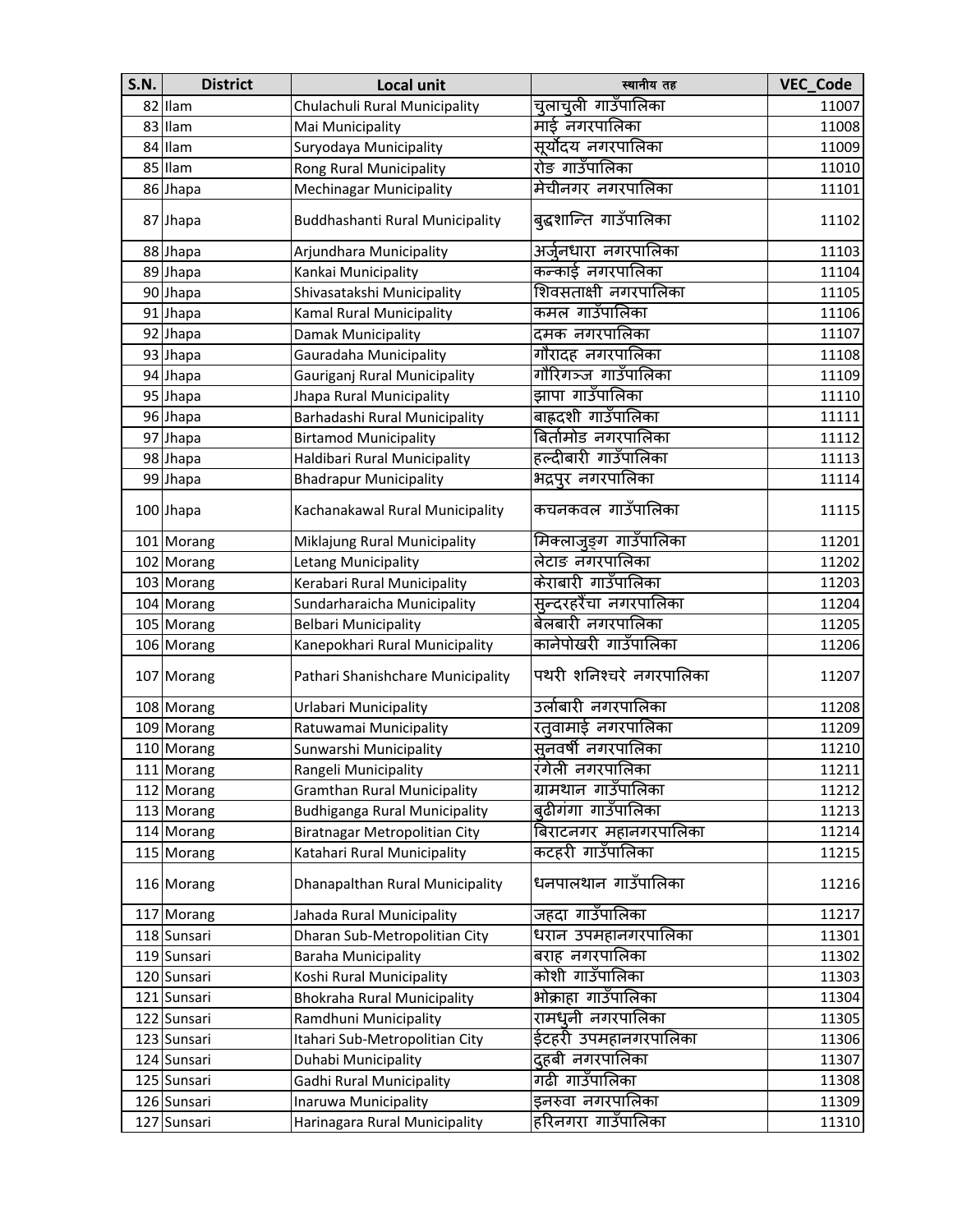| S.N. | District | Local unit | स्थानीय तह | VEC_Code |
|---|---|---|---|---|
| 82 | Ilam | Chulachuli Rural Municipality | चुलाचुली गाउँपालिका | 11007 |
| 83 | Ilam | Mai Municipality | माई नगरपालिका | 11008 |
| 84 | Ilam | Suryodaya Municipality | सूर्योदय नगरपालिका | 11009 |
| 85 | Ilam | Rong Rural Municipality | रोङ गाउँपालिका | 11010 |
| 86 | Jhapa | Mechinagar Municipality | मेचीनगर नगरपालिका | 11101 |
| 87 | Jhapa | Buddhashanti Rural Municipality | बुद्धशान्ति गाउँपालिका | 11102 |
| 88 | Jhapa | Arjundhara Municipality | अर्जुनधारा नगरपालिका | 11103 |
| 89 | Jhapa | Kankai Municipality | कन्काई नगरपालिका | 11104 |
| 90 | Jhapa | Shivasatakshi Municipality | शिवसताक्षी नगरपालिका | 11105 |
| 91 | Jhapa | Kamal Rural Municipality | कमल गाउँपालिका | 11106 |
| 92 | Jhapa | Damak Municipality | दमक नगरपालिका | 11107 |
| 93 | Jhapa | Gauradaha Municipality | गौरादह नगरपालिका | 11108 |
| 94 | Jhapa | Gauriganj Rural Municipality | गौरिगञ्ज गाउँपालिका | 11109 |
| 95 | Jhapa | Jhapa Rural Municipality | झापा गाउँपालिका | 11110 |
| 96 | Jhapa | Barhadashi Rural Municipality | बाह्रदशी गाउँपालिका | 11111 |
| 97 | Jhapa | Birtamod Municipality | बिर्तामोड नगरपालिका | 11112 |
| 98 | Jhapa | Haldibari Rural Municipality | हल्दीबारी गाउँपालिका | 11113 |
| 99 | Jhapa | Bhadrapur Municipality | भद्रपुर नगरपालिका | 11114 |
| 100 | Jhapa | Kachanakawal Rural Municipality | कचनकवल गाउँपालिका | 11115 |
| 101 | Morang | Miklajung Rural Municipality | मिक्लाजुङ्ग गाउँपालिका | 11201 |
| 102 | Morang | Letang Municipality | लेटाङ नगरपालिका | 11202 |
| 103 | Morang | Kerabari Rural Municipality | केराबारी गाउँपालिका | 11203 |
| 104 | Morang | Sundarharaicha Municipality | सुन्दरहरैंचा नगरपालिका | 11204 |
| 105 | Morang | Belbari Municipality | बेलबारी नगरपालिका | 11205 |
| 106 | Morang | Kanepokhari Rural Municipality | कानेपोखरी गाउँपालिका | 11206 |
| 107 | Morang | Pathari Shanishchare Municipality | पथरी शनिश्चरे नगरपालिका | 11207 |
| 108 | Morang | Urlabari Municipality | उर्लाबारी नगरपालिका | 11208 |
| 109 | Morang | Ratuwamai Municipality | रतुवामाई नगरपालिका | 11209 |
| 110 | Morang | Sunwarshi Municipality | सुनवर्षी नगरपालिका | 11210 |
| 111 | Morang | Rangeli Municipality | रंगेली नगरपालिका | 11211 |
| 112 | Morang | Gramthan Rural Municipality | ग्रामथान गाउँपालिका | 11212 |
| 113 | Morang | Budhiganga Rural Municipality | बुढीगंगा गाउँपालिका | 11213 |
| 114 | Morang | Biratnagar Metropolitian City | बिराटनगर महानगरपालिका | 11214 |
| 115 | Morang | Katahari Rural Municipality | कटहरी गाउँपालिका | 11215 |
| 116 | Morang | Dhanapalthan Rural Municipality | धनपालथान गाउँपालिका | 11216 |
| 117 | Morang | Jahada Rural Municipality | जहदा गाउँपालिका | 11217 |
| 118 | Sunsari | Dharan Sub-Metropolitian City | धरान उपमहानगरपालिका | 11301 |
| 119 | Sunsari | Baraha Municipality | बराह नगरपालिका | 11302 |
| 120 | Sunsari | Koshi Rural Municipality | कोशी गाउँपालिका | 11303 |
| 121 | Sunsari | Bhokraha Rural Municipality | भोक्राहा गाउँपालिका | 11304 |
| 122 | Sunsari | Ramdhuni Municipality | रामधुनी नगरपालिका | 11305 |
| 123 | Sunsari | Itahari Sub-Metropolitian City | ईटहरी उपमहानगरपालिका | 11306 |
| 124 | Sunsari | Duhabi Municipality | दुहबी नगरपालिका | 11307 |
| 125 | Sunsari | Gadhi Rural Municipality | गढी गाउँपालिका | 11308 |
| 126 | Sunsari | Inaruwa Municipality | इनरुवा नगरपालिका | 11309 |
| 127 | Sunsari | Harinagara Rural Municipality | हरिनगरा गाउँपालिका | 11310 |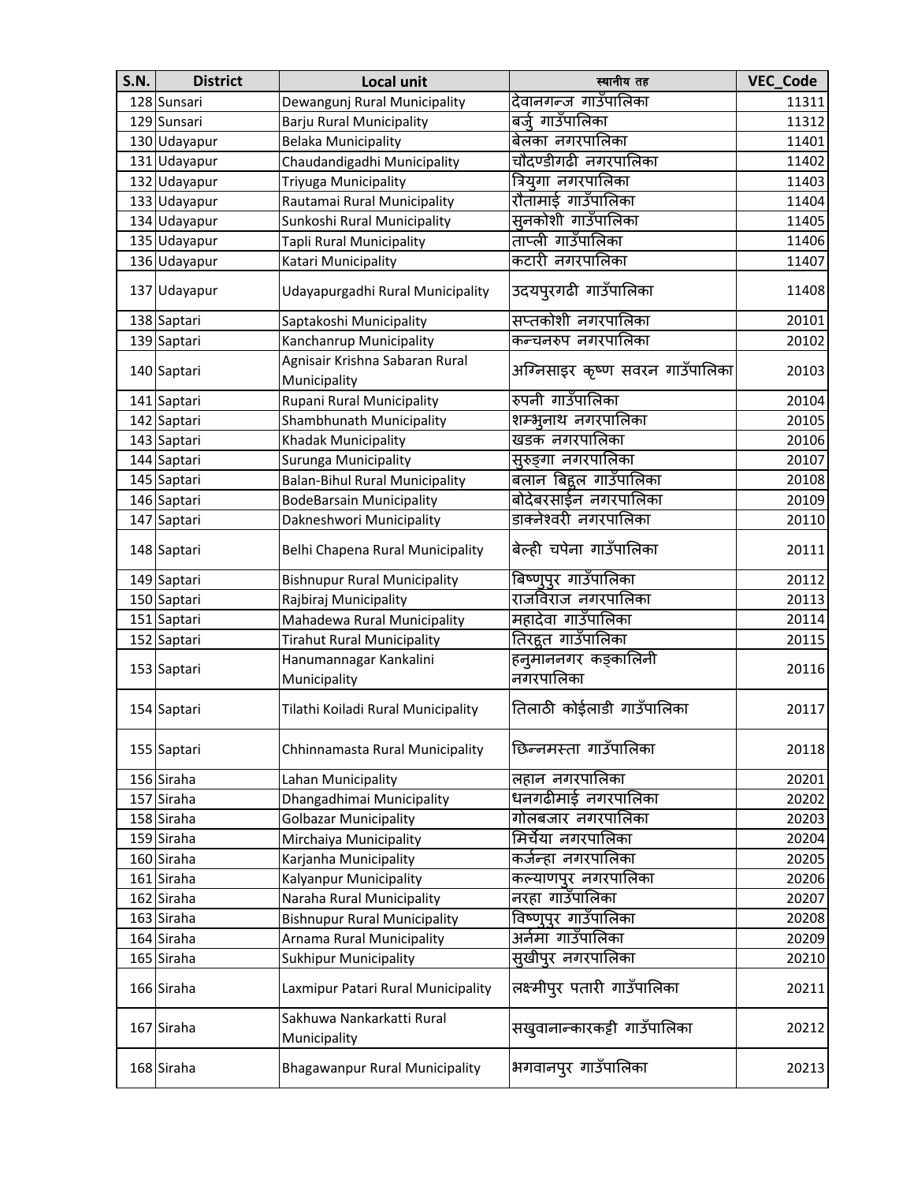| S.N. | District | Local unit | स्थानीय तह | VEC_Code |
|---|---|---|---|---|
| 128 | Sunsari | Dewangunj Rural Municipality | देवानगन्ज गाउँपालिका | 11311 |
| 129 | Sunsari | Barju Rural Municipality | बर्जु गाउँपालिका | 11312 |
| 130 | Udayapur | Belaka Municipality | बेलका नगरपालिका | 11401 |
| 131 | Udayapur | Chaudandigadhi Municipality | चौदण्डीगढी नगरपालिका | 11402 |
| 132 | Udayapur | Triyuga Municipality | त्रियुगा नगरपालिका | 11403 |
| 133 | Udayapur | Rautamai Rural Municipality | रौतामाई गाउँपालिका | 11404 |
| 134 | Udayapur | Sunkoshi Rural Municipality | सुनकोशी गाउँपालिका | 11405 |
| 135 | Udayapur | Tapli Rural Municipality | ताप्ली गाउँपालिका | 11406 |
| 136 | Udayapur | Katari Municipality | कटारी नगरपालिका | 11407 |
| 137 | Udayapur | Udayapurgadhi Rural Municipality | उदयपुरगढी गाउँपालिका | 11408 |
| 138 | Saptari | Saptakoshi Municipality | सप्तकोशी नगरपालिका | 20101 |
| 139 | Saptari | Kanchanrup Municipality | कन्चनरुप नगरपालिका | 20102 |
| 140 | Saptari | Agnisair Krishna Sabaran Rural Municipality | अग्निसाइर कृष्ण सवरन गाउँपालिका | 20103 |
| 141 | Saptari | Rupani Rural Municipality | रुपनी गाउँपालिका | 20104 |
| 142 | Saptari | Shambhunath Municipality | शम्भुनाथ नगरपालिका | 20105 |
| 143 | Saptari | Khadak Municipality | खडक नगरपालिका | 20106 |
| 144 | Saptari | Surunga Municipality | सुरुङ्गा नगरपालिका | 20107 |
| 145 | Saptari | Balan-Bihul Rural Municipality | बलान बिहुल गाउँपालिका | 20108 |
| 146 | Saptari | BodeBarsain Municipality | बोदेबरसाईन नगरपालिका | 20109 |
| 147 | Saptari | Dakneshwori Municipality | डाक्नेश्वरी नगरपालिका | 20110 |
| 148 | Saptari | Belhi Chapena Rural Municipality | बेल्ही चपेना गाउँपालिका | 20111 |
| 149 | Saptari | Bishnupur Rural Municipality | बिष्णुपुर गाउँपालिका | 20112 |
| 150 | Saptari | Rajbiraj Municipality | राजविराज नगरपालिका | 20113 |
| 151 | Saptari | Mahadewa Rural Municipality | महादेवा गाउँपालिका | 20114 |
| 152 | Saptari | Tirahut Rural Municipality | तिरहुत गाउँपालिका | 20115 |
| 153 | Saptari | Hanumannagar Kankalini Municipality | हनुमाननगर कङ्कालिनी नगरपालिका | 20116 |
| 154 | Saptari | Tilathi Koiladi Rural Municipality | तिलाठी कोईलाडी गाउँपालिका | 20117 |
| 155 | Saptari | Chhinnamasta Rural Municipality | छिन्नमस्ता गाउँपालिका | 20118 |
| 156 | Siraha | Lahan Municipality | लहान नगरपालिका | 20201 |
| 157 | Siraha | Dhangadhimai Municipality | धनगढीमाई नगरपालिका | 20202 |
| 158 | Siraha | Golbazar Municipality | गोलबजार नगरपालिका | 20203 |
| 159 | Siraha | Mirchaiya Municipality | मिर्चैया नगरपालिका | 20204 |
| 160 | Siraha | Karjanha Municipality | कर्जन्हा नगरपालिका | 20205 |
| 161 | Siraha | Kalyanpur Municipality | कल्याणपुर नगरपालिका | 20206 |
| 162 | Siraha | Naraha Rural Municipality | नरहा गाउँपालिका | 20207 |
| 163 | Siraha | Bishnupur Rural Municipality | विष्णुपुर गाउँपालिका | 20208 |
| 164 | Siraha | Arnama Rural Municipality | अर्नमा गाउँपालिका | 20209 |
| 165 | Siraha | Sukhipur Municipality | सुखीपुर नगरपालिका | 20210 |
| 166 | Siraha | Laxmipur Patari Rural Municipality | लक्ष्मीपुर पतारी गाउँपालिका | 20211 |
| 167 | Siraha | Sakhuwa Nankarkatti Rural Municipality | सखुवानान्कारकट्टी गाउँपालिका | 20212 |
| 168 | Siraha | Bhagawanpur Rural Municipality | भगवानपुर गाउँपालिका | 20213 |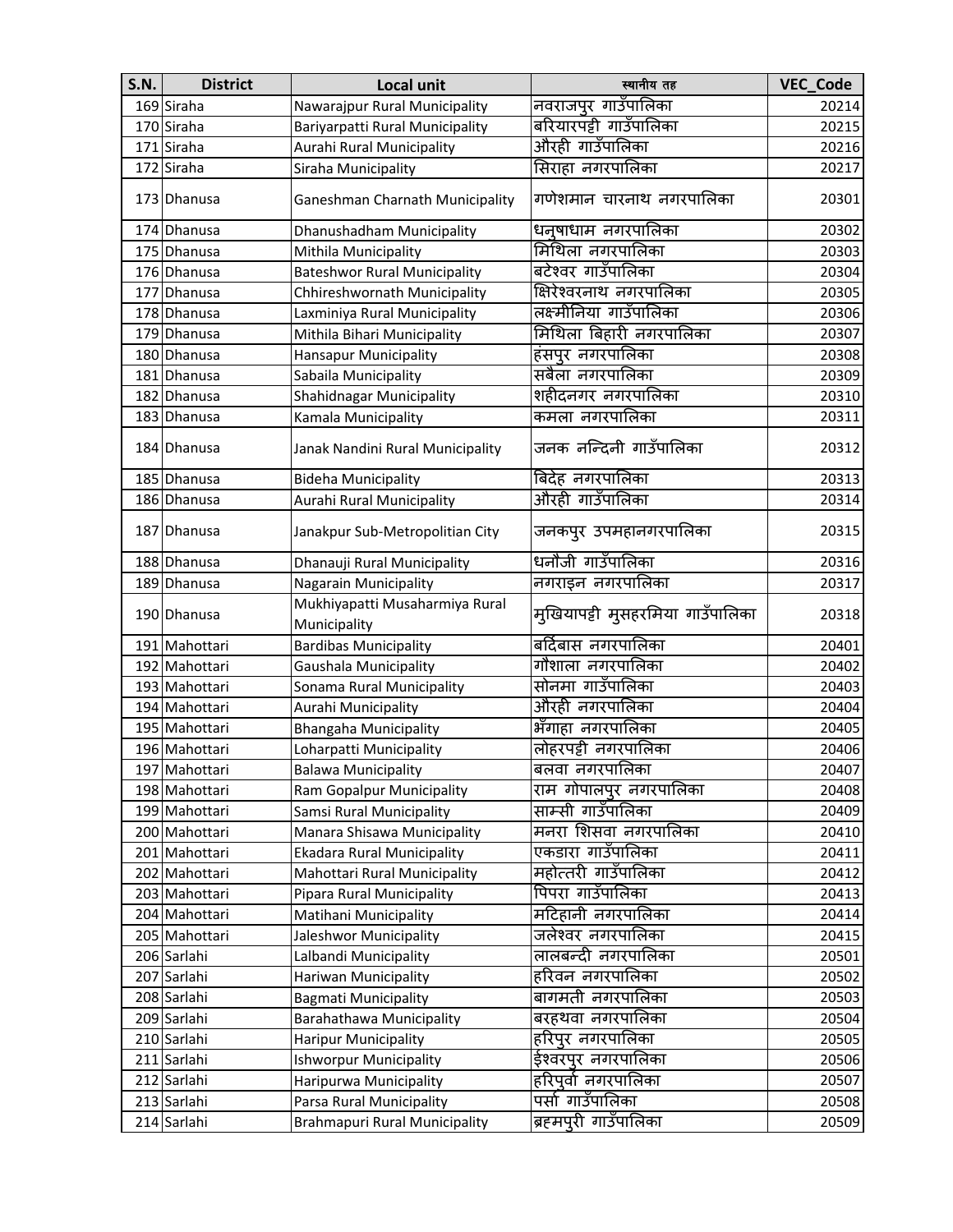| S.N. | District | Local unit | स्थानीय तह | VEC_Code |
|---|---|---|---|---|
| 169 | Siraha | Nawarajpur Rural Municipality | नवराजपुर गाउँपालिका | 20214 |
| 170 | Siraha | Bariyarpatti Rural Municipality | बरियारपट्टी गाउँपालिका | 20215 |
| 171 | Siraha | Aurahi Rural Municipality | औरही गाउँपालिका | 20216 |
| 172 | Siraha | Siraha Municipality | सिराहा नगरपालिका | 20217 |
| 173 | Dhanusa | Ganeshman Charnath Municipality | गणेशमान चारनाथ नगरपालिका | 20301 |
| 174 | Dhanusa | Dhanushadham Municipality | धनुषाधाम नगरपालिका | 20302 |
| 175 | Dhanusa | Mithila Municipality | मिथिला नगरपालिका | 20303 |
| 176 | Dhanusa | Bateshwor Rural Municipality | बटेश्वर गाउँपालिका | 20304 |
| 177 | Dhanusa | Chhireshwornath Municipality | क्षिरेश्वरनाथ नगरपालिका | 20305 |
| 178 | Dhanusa | Laxminiya Rural Municipality | लक्ष्मीनिया गाउँपालिका | 20306 |
| 179 | Dhanusa | Mithila Bihari Municipality | मिथिला बिहारी नगरपालिका | 20307 |
| 180 | Dhanusa | Hansapur Municipality | हंसपुर नगरपालिका | 20308 |
| 181 | Dhanusa | Sabaila Municipality | सबैला नगरपालिका | 20309 |
| 182 | Dhanusa | Shahidnagar Municipality | शहीदनगर नगरपालिका | 20310 |
| 183 | Dhanusa | Kamala Municipality | कमला नगरपालिका | 20311 |
| 184 | Dhanusa | Janak Nandini Rural Municipality | जनक नन्दिनी गाउँपालिका | 20312 |
| 185 | Dhanusa | Bideha Municipality | बिदेह नगरपालिका | 20313 |
| 186 | Dhanusa | Aurahi Rural Municipality | औरही गाउँपालिका | 20314 |
| 187 | Dhanusa | Janakpur Sub-Metropolitian City | जनकपुर उपमहानगरपालिका | 20315 |
| 188 | Dhanusa | Dhanauji Rural Municipality | धनौजी गाउँपालिका | 20316 |
| 189 | Dhanusa | Nagarain Municipality | नगराइन नगरपालिका | 20317 |
| 190 | Dhanusa | Mukhiyapatti Musaharmiya Rural Municipality | मुखियापट्टी मुसहरमिया गाउँपालिका | 20318 |
| 191 | Mahottari | Bardibas Municipality | बर्दिबास नगरपालिका | 20401 |
| 192 | Mahottari | Gaushala Municipality | गौशाला नगरपालिका | 20402 |
| 193 | Mahottari | Sonama Rural Municipality | सोनमा गाउँपालिका | 20403 |
| 194 | Mahottari | Aurahi Municipality | औरही नगरपालिका | 20404 |
| 195 | Mahottari | Bhangaha Municipality | भँगाहा नगरपालिका | 20405 |
| 196 | Mahottari | Loharpatti Municipality | लोहरपट्टी नगरपालिका | 20406 |
| 197 | Mahottari | Balawa Municipality | बलवा नगरपालिका | 20407 |
| 198 | Mahottari | Ram Gopalpur Municipality | राम गोपालपुर नगरपालिका | 20408 |
| 199 | Mahottari | Samsi Rural Municipality | साम्सी गाउँपालिका | 20409 |
| 200 | Mahottari | Manara Shisawa Municipality | मनरा शिसवा नगरपालिका | 20410 |
| 201 | Mahottari | Ekadara Rural Municipality | एकडारा गाउँपालिका | 20411 |
| 202 | Mahottari | Mahottari Rural Municipality | महोत्तरी गाउँपालिका | 20412 |
| 203 | Mahottari | Pipara Rural Municipality | पिपरा गाउँपालिका | 20413 |
| 204 | Mahottari | Matihani Municipality | मटिहानी नगरपालिका | 20414 |
| 205 | Mahottari | Jaleshwor Municipality | जलेश्वर नगरपालिका | 20415 |
| 206 | Sarlahi | Lalbandi Municipality | लालबन्दी नगरपालिका | 20501 |
| 207 | Sarlahi | Hariwan Municipality | हरिवन नगरपालिका | 20502 |
| 208 | Sarlahi | Bagmati Municipality | बागमती नगरपालिका | 20503 |
| 209 | Sarlahi | Barahathawa Municipality | बरहथवा नगरपालिका | 20504 |
| 210 | Sarlahi | Haripur Municipality | हरिपुर नगरपालिका | 20505 |
| 211 | Sarlahi | Ishworpur Municipality | ईश्वरपुर नगरपालिका | 20506 |
| 212 | Sarlahi | Haripurwa Municipality | हरिपुर्वा नगरपालिका | 20507 |
| 213 | Sarlahi | Parsa Rural Municipality | पर्सा गाउँपालिका | 20508 |
| 214 | Sarlahi | Brahmapuri Rural Municipality | ब्रह्मपुरी गाउँपालिका | 20509 |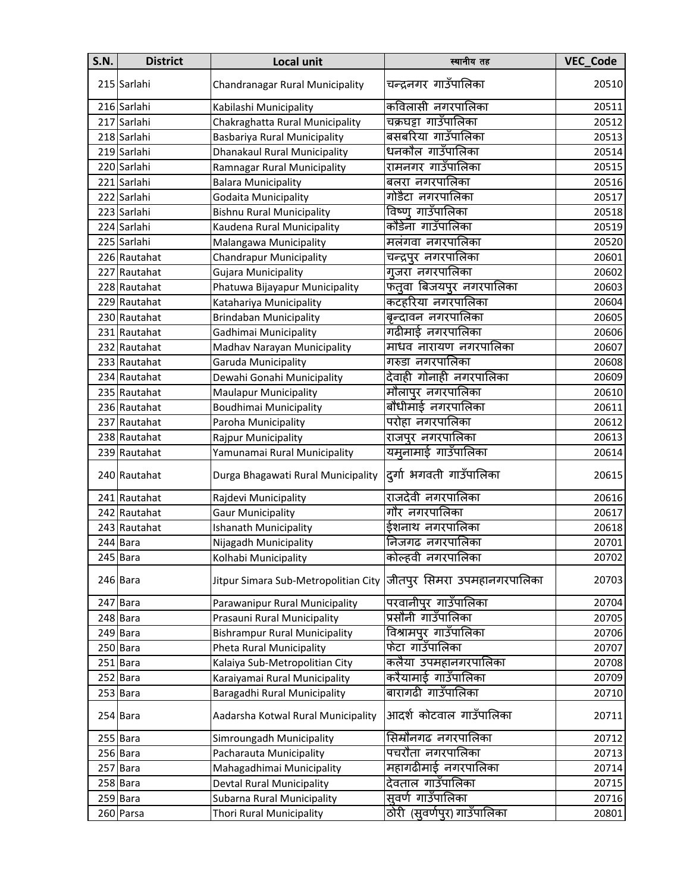| S.N. | District | Local unit | स्थानीय तह | VEC_Code |
|---|---|---|---|---|
| 215 | Sarlahi | Chandranagar Rural Municipality | चन्द्रनगर गाउँपालिका | 20510 |
| 216 | Sarlahi | Kabilashi Municipality | कविलासी नगरपालिका | 20511 |
| 217 | Sarlahi | Chakraghatta Rural Municipality | चक्रघट्टा गाउँपालिका | 20512 |
| 218 | Sarlahi | Basbariya Rural Municipality | बसबरिया गाउँपालिका | 20513 |
| 219 | Sarlahi | Dhanakaul Rural Municipality | धनकौल गाउँपालिका | 20514 |
| 220 | Sarlahi | Ramnagar Rural Municipality | रामनगर गाउँपालिका | 20515 |
| 221 | Sarlahi | Balara Municipality | बलरा नगरपालिका | 20516 |
| 222 | Sarlahi | Godaita Municipality | गोडैटा नगरपालिका | 20517 |
| 223 | Sarlahi | Bishnu Rural Municipality | विष्णु गाउँपालिका | 20518 |
| 224 | Sarlahi | Kaudena Rural Municipality | कौडेना गाउँपालिका | 20519 |
| 225 | Sarlahi | Malangawa Municipality | मलंगवा नगरपालिका | 20520 |
| 226 | Rautahat | Chandrapur Municipality | चन्द्रपुर नगरपालिका | 20601 |
| 227 | Rautahat | Gujara Municipality | गुजरा नगरपालिका | 20602 |
| 228 | Rautahat | Phatuwa Bijayapur Municipality | फतुवा बिजयपुर नगरपालिका | 20603 |
| 229 | Rautahat | Katahariya Municipality | कटहरिया नगरपालिका | 20604 |
| 230 | Rautahat | Brindaban Municipality | बृन्दावन नगरपालिका | 20605 |
| 231 | Rautahat | Gadhimai Municipality | गढीमाई नगरपालिका | 20606 |
| 232 | Rautahat | Madhav Narayan Municipality | माधव नारायण नगरपालिका | 20607 |
| 233 | Rautahat | Garuda Municipality | गरुडा नगरपालिका | 20608 |
| 234 | Rautahat | Dewahi Gonahi Municipality | देवाही गोनाही नगरपालिका | 20609 |
| 235 | Rautahat | Maulapur Municipality | मौलापुर नगरपालिका | 20610 |
| 236 | Rautahat | Boudhimai Municipality | बौधीमाई नगरपालिका | 20611 |
| 237 | Rautahat | Paroha Municipality | परोहा नगरपालिका | 20612 |
| 238 | Rautahat | Rajpur Municipality | राजपुर नगरपालिका | 20613 |
| 239 | Rautahat | Yamunamai Rural Municipality | यमुनामाई गाउँपालिका | 20614 |
| 240 | Rautahat | Durga Bhagawati Rural Municipality | दुर्गा भगवती गाउँपालिका | 20615 |
| 241 | Rautahat | Rajdevi Municipality | राजदेवी नगरपालिका | 20616 |
| 242 | Rautahat | Gaur Municipality | गौर नगरपालिका | 20617 |
| 243 | Rautahat | Ishanath Municipality | ईशनाथ नगरपालिका | 20618 |
| 244 | Bara | Nijagadh Municipality | निजगढ नगरपालिका | 20701 |
| 245 | Bara | Kolhabi Municipality | कोल्हवी नगरपालिका | 20702 |
| 246 | Bara | Jitpur Simara Sub-Metropolitian City | जीतपुर सिमरा उपमहानगरपालिका | 20703 |
| 247 | Bara | Parawanipur Rural Municipality | परवानीपुर गाउँपालिका | 20704 |
| 248 | Bara | Prasauni Rural Municipality | प्रसौनी गाउँपालिका | 20705 |
| 249 | Bara | Bishrampur Rural Municipality | विश्रामपुर गाउँपालिका | 20706 |
| 250 | Bara | Pheta Rural Municipality | फेटा गाउँपालिका | 20707 |
| 251 | Bara | Kalaiya Sub-Metropolitian City | कलैया उपमहानगरपालिका | 20708 |
| 252 | Bara | Karaiyamai Rural Municipality | करैयामाई गाउँपालिका | 20709 |
| 253 | Bara | Baragadhi Rural Municipality | बारागढी गाउँपालिका | 20710 |
| 254 | Bara | Aadarsha Kotwal Rural Municipality | आदर्श कोटवाल गाउँपालिका | 20711 |
| 255 | Bara | Simroungadh Municipality | सिम्रौनगढ नगरपालिका | 20712 |
| 256 | Bara | Pacharauta Municipality | पचरौता नगरपालिका | 20713 |
| 257 | Bara | Mahagadhimai Municipality | महागढीमाई नगरपालिका | 20714 |
| 258 | Bara | Devtal Rural Municipality | देवताल गाउँपालिका | 20715 |
| 259 | Bara | Subarna Rural Municipality | सुवर्ण गाउँपालिका | 20716 |
| 260 | Parsa | Thori Rural Municipality | ठोरी (सुवर्णपुर) गाउँपालिका | 20801 |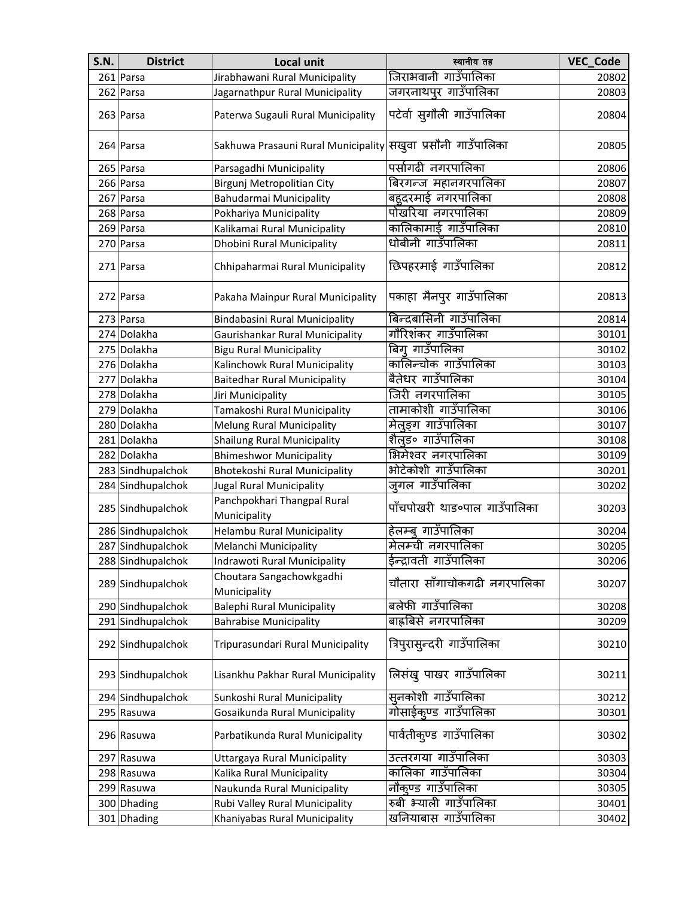| S.N. | District | Local unit | स्थानीय तह | VEC_Code |
| --- | --- | --- | --- | --- |
| 261 | Parsa | Jirabhawani Rural Municipality | जिराभवानी गाउँपालिका | 20802 |
| 262 | Parsa | Jagarnathpur Rural Municipality | जगरनाथपुर गाउँपालिका | 20803 |
| 263 | Parsa | Paterwa Sugauli Rural Municipality | पटेर्वा सुगौली गाउँपालिका | 20804 |
| 264 | Parsa | Sakhuwa Prasauni Rural Municipality | सखुवा प्रसौनी गाउँपालिका | 20805 |
| 265 | Parsa | Parsagadhi Municipality | पर्सागढी नगरपालिका | 20806 |
| 266 | Parsa | Birgunj Metropolitian City | बिरगन्ज महानगरपालिका | 20807 |
| 267 | Parsa | Bahudarmai Municipality | बहुदरमाई नगरपालिका | 20808 |
| 268 | Parsa | Pokhariya Municipality | पोखरिया नगरपालिका | 20809 |
| 269 | Parsa | Kalikamai Rural Municipality | कालिकामाई गाउँपालिका | 20810 |
| 270 | Parsa | Dhobini Rural Municipality | धोबीनी गाउँपालिका | 20811 |
| 271 | Parsa | Chhipaharmai Rural Municipality | छिपहरमाई गाउँपालिका | 20812 |
| 272 | Parsa | Pakaha Mainpur Rural Municipality | पकाहा मैनपुर गाउँपालिका | 20813 |
| 273 | Parsa | Bindabasini Rural Municipality | बिन्दबासिनी गाउँपालिका | 20814 |
| 274 | Dolakha | Gaurishankar Rural Municipality | गौरिशंकर गाउँपालिका | 30101 |
| 275 | Dolakha | Bigu Rural Municipality | बिगु गाउँपालिका | 30102 |
| 276 | Dolakha | Kalinchowk Rural Municipality | कालिन्चोक गाउँपालिका | 30103 |
| 277 | Dolakha | Baitedhar Rural Municipality | बैतेधर गाउँपालिका | 30104 |
| 278 | Dolakha | Jiri Municipality | जिरी नगरपालिका | 30105 |
| 279 | Dolakha | Tamakoshi Rural Municipality | तामाकोशी गाउँपालिका | 30106 |
| 280 | Dolakha | Melung Rural Municipality | मेलुङ्ग गाउँपालिका | 30107 |
| 281 | Dolakha | Shailung Rural Municipality | शैलुङ० गाउँपालिका | 30108 |
| 282 | Dolakha | Bhimeshwor Municipality | भिमेश्वर नगरपालिका | 30109 |
| 283 | Sindhupalchok | Bhotekoshi Rural Municipality | भोटेकोशी गाउँपालिका | 30201 |
| 284 | Sindhupalchok | Jugal Rural Municipality | जुगल गाउँपालिका | 30202 |
| 285 | Sindhupalchok | Panchpokhari Thangpal Rural Municipality | पाँचपोखरी थाङ०पाल गाउँपालिका | 30203 |
| 286 | Sindhupalchok | Helambu Rural Municipality | हेलम्बु गाउँपालिका | 30204 |
| 287 | Sindhupalchok | Melanchi Municipality | मेलम्ची नगरपालिका | 30205 |
| 288 | Sindhupalchok | Indrawoti Rural Municipality | ईन्द्रावती गाउँपालिका | 30206 |
| 289 | Sindhupalchok | Choutara Sangachowkgadhi Municipality | चौतारा साँगाचोकगढी नगरपालिका | 30207 |
| 290 | Sindhupalchok | Balephi Rural Municipality | बलेफी गाउँपालिका | 30208 |
| 291 | Sindhupalchok | Bahrabise Municipality | बाह्रबिसे नगरपालिका | 30209 |
| 292 | Sindhupalchok | Tripurasundari Rural Municipality | त्रिपुरासुन्दरी गाउँपालिका | 30210 |
| 293 | Sindhupalchok | Lisankhu Pakhar Rural Municipality | लिसंखु पाखर गाउँपालिका | 30211 |
| 294 | Sindhupalchok | Sunkoshi Rural Municipality | सुनकोशी गाउँपालिका | 30212 |
| 295 | Rasuwa | Gosaikunda Rural Municipality | गोसाईकुण्ड गाउँपालिका | 30301 |
| 296 | Rasuwa | Parbatikunda Rural Municipality | पार्वतीकुण्ड गाउँपालिका | 30302 |
| 297 | Rasuwa | Uttargaya Rural Municipality | उत्तरगया गाउँपालिका | 30303 |
| 298 | Rasuwa | Kalika Rural Municipality | कालिका गाउँपालिका | 30304 |
| 299 | Rasuwa | Naukunda Rural Municipality | नौकुण्ड गाउँपालिका | 30305 |
| 300 | Dhading | Rubi Valley Rural Municipality | रुबी भ्याली गाउँपालिका | 30401 |
| 301 | Dhading | Khaniyabas Rural Municipality | खनियाबास गाउँपालिका | 30402 |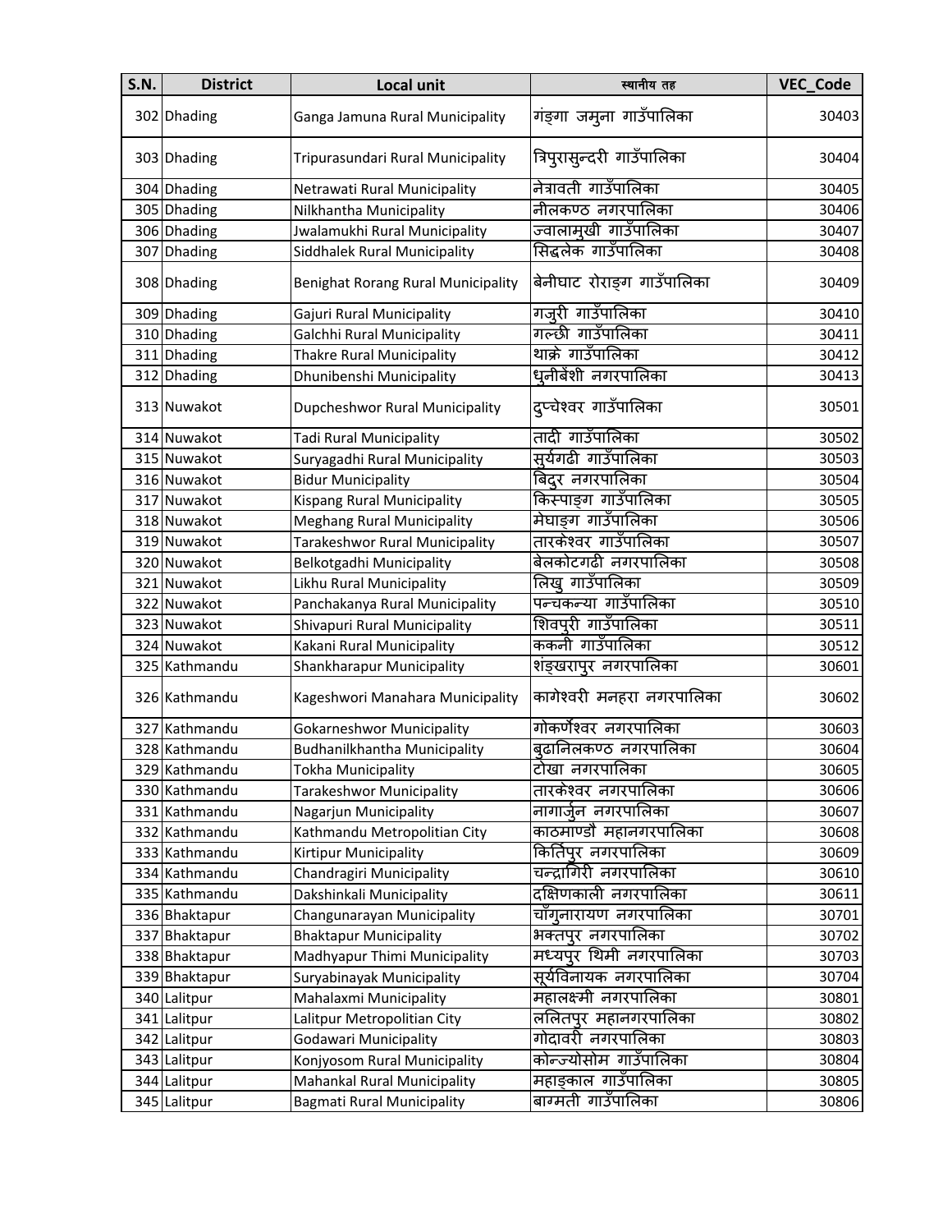| S.N. | District | Local unit | स्थानीय तह | VEC_Code |
|---|---|---|---|---|
| 302 | Dhading | Ganga Jamuna Rural Municipality | गङ्गा जमुना गाउँपालिका | 30403 |
| 303 | Dhading | Tripurasundari Rural Municipality | त्रिपुरासुन्दरी गाउँपालिका | 30404 |
| 304 | Dhading | Netrawati Rural Municipality | नेत्रावती गाउँपालिका | 30405 |
| 305 | Dhading | Nilkhantha Municipality | नीलकण्ठ नगरपालिका | 30406 |
| 306 | Dhading | Jwalamukhi Rural Municipality | ज्वालामुखी गाउँपालिका | 30407 |
| 307 | Dhading | Siddhalek Rural Municipality | सिद्धलेक गाउँपालिका | 30408 |
| 308 | Dhading | Benighat Rorang Rural Municipality | बेनीघाट रोराङ्ग गाउँपालिका | 30409 |
| 309 | Dhading | Gajuri Rural Municipality | गजुरी गाउँपालिका | 30410 |
| 310 | Dhading | Galchhi Rural Municipality | गल्छी गाउँपालिका | 30411 |
| 311 | Dhading | Thakre Rural Municipality | थाक्रे गाउँपालिका | 30412 |
| 312 | Dhading | Dhunibenshi Municipality | धुनीबेंशी नगरपालिका | 30413 |
| 313 | Nuwakot | Dupcheshwor Rural Municipality | दुप्चेश्वर गाउँपालिका | 30501 |
| 314 | Nuwakot | Tadi Rural Municipality | तादी गाउँपालिका | 30502 |
| 315 | Nuwakot | Suryagadhi Rural Municipality | सुर्यगढी गाउँपालिका | 30503 |
| 316 | Nuwakot | Bidur Municipality | बिदुर नगरपालिका | 30504 |
| 317 | Nuwakot | Kispang Rural Municipality | किस्पाङ्ग गाउँपालिका | 30505 |
| 318 | Nuwakot | Meghang Rural Municipality | मेघाङ्ग गाउँपालिका | 30506 |
| 319 | Nuwakot | Tarakeshwor Rural Municipality | तारकेश्वर गाउँपालिका | 30507 |
| 320 | Nuwakot | Belkotgadhi Municipality | बेलकोटगढी नगरपालिका | 30508 |
| 321 | Nuwakot | Likhu Rural Municipality | लिखु गाउँपालिका | 30509 |
| 322 | Nuwakot | Panchakanya Rural Municipality | पन्चकन्या गाउँपालिका | 30510 |
| 323 | Nuwakot | Shivapuri Rural Municipality | शिवपुरी गाउँपालिका | 30511 |
| 324 | Nuwakot | Kakani Rural Municipality | ककनी गाउँपालिका | 30512 |
| 325 | Kathmandu | Shankharapur Municipality | शंङ्खरापुर नगरपालिका | 30601 |
| 326 | Kathmandu | Kageshwori Manahara Municipality | कागेश्वरी मनहरा नगरपालिका | 30602 |
| 327 | Kathmandu | Gokarneshwor Municipality | गोकर्णेश्वर नगरपालिका | 30603 |
| 328 | Kathmandu | Budhanilkhantha Municipality | बुढानिलकण्ठ नगरपालिका | 30604 |
| 329 | Kathmandu | Tokha Municipality | टोखा नगरपालिका | 30605 |
| 330 | Kathmandu | Tarakeshwor Municipality | तारकेश्वर नगरपालिका | 30606 |
| 331 | Kathmandu | Nagarjun Municipality | नागार्जुन नगरपालिका | 30607 |
| 332 | Kathmandu | Kathmandu Metropolitian City | काठमाण्डौ महानगरपालिका | 30608 |
| 333 | Kathmandu | Kirtipur Municipality | किर्तिपुर नगरपालिका | 30609 |
| 334 | Kathmandu | Chandragiri Municipality | चन्द्रागिरी नगरपालिका | 30610 |
| 335 | Kathmandu | Dakshinkali Municipality | दक्षिणकाली नगरपालिका | 30611 |
| 336 | Bhaktapur | Changunarayan Municipality | चाँगुनारायण नगरपालिका | 30701 |
| 337 | Bhaktapur | Bhaktapur Municipality | भक्तपुर नगरपालिका | 30702 |
| 338 | Bhaktapur | Madhyapur Thimi Municipality | मध्यपुर थिमी नगरपालिका | 30703 |
| 339 | Bhaktapur | Suryabinayak Municipality | सूर्यविनायक नगरपालिका | 30704 |
| 340 | Lalitpur | Mahalaxmi Municipality | महालक्ष्मी नगरपालिका | 30801 |
| 341 | Lalitpur | Lalitpur Metropolitian City | ललितपुर महानगरपालिका | 30802 |
| 342 | Lalitpur | Godawari Municipality | गोदावरी नगरपालिका | 30803 |
| 343 | Lalitpur | Konjyosom Rural Municipality | कोन्ज्योसोम गाउँपालिका | 30804 |
| 344 | Lalitpur | Mahankal Rural Municipality | महाङ्काल गाउँपालिका | 30805 |
| 345 | Lalitpur | Bagmati Rural Municipality | बाग्मती गाउँपालिका | 30806 |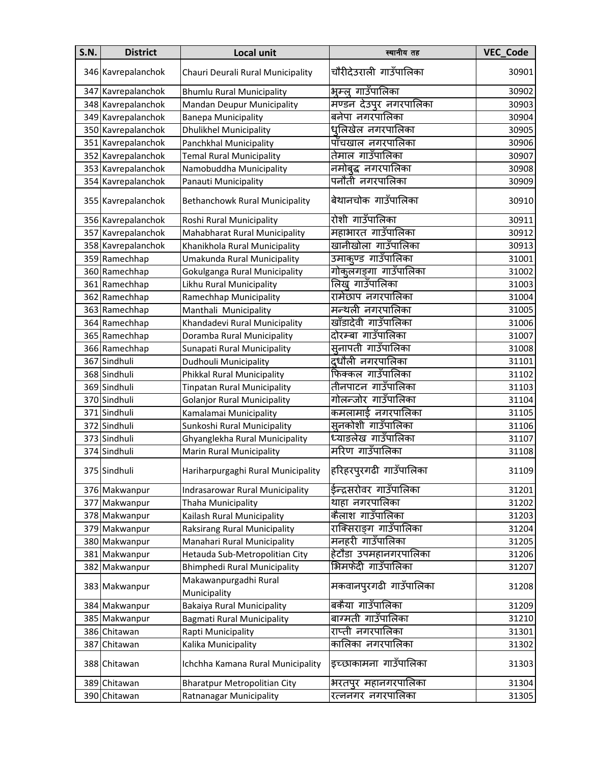| S.N. | District | Local unit | स्थानीय तह | VEC_Code |
|---|---|---|---|---|
| 346 | Kavrepalanchok | Chauri Deurali Rural Municipality | चौरीदेउराली गाउँपालिका | 30901 |
| 347 | Kavrepalanchok | Bhumlu Rural Municipality | भुम्लु गाउँपालिका | 30902 |
| 348 | Kavrepalanchok | Mandan Deupur Municipality | मण्डन देउपुर नगरपालिका | 30903 |
| 349 | Kavrepalanchok | Banepa Municipality | बनेपा नगरपालिका | 30904 |
| 350 | Kavrepalanchok | Dhulikhel Municipality | धुलिखेल नगरपालिका | 30905 |
| 351 | Kavrepalanchok | Panchkhal Municipality | पाँचखाल नगरपालिका | 30906 |
| 352 | Kavrepalanchok | Temal Rural Municipality | तेमाल गाउँपालिका | 30907 |
| 353 | Kavrepalanchok | Namobuddha Municipality | नमोबुद्ध नगरपालिका | 30908 |
| 354 | Kavrepalanchok | Panauti Municipality | पनौती नगरपालिका | 30909 |
| 355 | Kavrepalanchok | Bethanchowk Rural Municipality | बेथानचोक गाउँपालिका | 30910 |
| 356 | Kavrepalanchok | Roshi Rural Municipality | रोशी गाउँपालिका | 30911 |
| 357 | Kavrepalanchok | Mahabharat Rural Municipality | महाभारत गाउँपालिका | 30912 |
| 358 | Kavrepalanchok | Khanikhola Rural Municipality | खानीखोला गाउँपालिका | 30913 |
| 359 | Ramechhap | Umakunda Rural Municipality | उमाकुण्ड गाउँपालिका | 31001 |
| 360 | Ramechhap | Gokulganga Rural Municipality | गोकुलगङ्गा गाउँपालिका | 31002 |
| 361 | Ramechhap | Likhu Rural Municipality | लिखु गाउँपालिका | 31003 |
| 362 | Ramechhap | Ramechhap Municipality | रामेछाप नगरपालिका | 31004 |
| 363 | Ramechhap | Manthali Municipality | मन्थली नगरपालिका | 31005 |
| 364 | Ramechhap | Khandadevi Rural Municipality | खाँडादेवी गाउँपालिका | 31006 |
| 365 | Ramechhap | Doramba Rural Municipality | दोरम्बा गाउँपालिका | 31007 |
| 366 | Ramechhap | Sunapati Rural Municipality | सुनापती गाउँपालिका | 31008 |
| 367 | Sindhuli | Dudhouli Municipality | दुधौली नगरपालिका | 31101 |
| 368 | Sindhuli | Phikkal Rural Municipality | फिक्कल गाउँपालिका | 31102 |
| 369 | Sindhuli | Tinpatan Rural Municipality | तीनपाटन गाउँपालिका | 31103 |
| 370 | Sindhuli | Golanjor Rural Municipality | गोलन्जोर गाउँपालिका | 31104 |
| 371 | Sindhuli | Kamalamai Municipality | कमलामाई नगरपालिका | 31105 |
| 372 | Sindhuli | Sunkoshi Rural Municipality | सुनकोशी गाउँपालिका | 31106 |
| 373 | Sindhuli | Ghyanglekha Rural Municipality | घ्याङलेख गाउँपालिका | 31107 |
| 374 | Sindhuli | Marin Rural Municipality | मरिण गाउँपालिका | 31108 |
| 375 | Sindhuli | Hariharpurgaghi Rural Municipality | हरिहरपुरगढी गाउँपालिका | 31109 |
| 376 | Makwanpur | Indrasarowar Rural Municipality | ईन्द्रसरोवर गाउँपालिका | 31201 |
| 377 | Makwanpur | Thaha Municipality | थाहा नगरपालिका | 31202 |
| 378 | Makwanpur | Kailash Rural Municipality | कैलाश गाउँपालिका | 31203 |
| 379 | Makwanpur | Raksirang Rural Municipality | राक्सिराङ्ग गाउँपालिका | 31204 |
| 380 | Makwanpur | Manahari Rural Municipality | मनहरी गाउँपालिका | 31205 |
| 381 | Makwanpur | Hetauda Sub-Metropolitian City | हेटौडा उपमहानगरपालिका | 31206 |
| 382 | Makwanpur | Bhimphedi Rural Municipality | भिमफेदी गाउँपालिका | 31207 |
| 383 | Makwanpur | Makawanpurgadhi Rural Municipality | मकवानपुरगढी गाउँपालिका | 31208 |
| 384 | Makwanpur | Bakaiya Rural Municipality | बकैया गाउँपालिका | 31209 |
| 385 | Makwanpur | Bagmati Rural Municipality | बाग्मती गाउँपालिका | 31210 |
| 386 | Chitawan | Rapti Municipality | राप्ती नगरपालिका | 31301 |
| 387 | Chitawan | Kalika Municipality | कालिका नगरपालिका | 31302 |
| 388 | Chitawan | Ichchha Kamana Rural Municipality | इच्छाकामना गाउँपालिका | 31303 |
| 389 | Chitawan | Bharatpur Metropolitian City | भरतपुर महानगरपालिका | 31304 |
| 390 | Chitawan | Ratnanagar Municipality | रत्ननगर नगरपालिका | 31305 |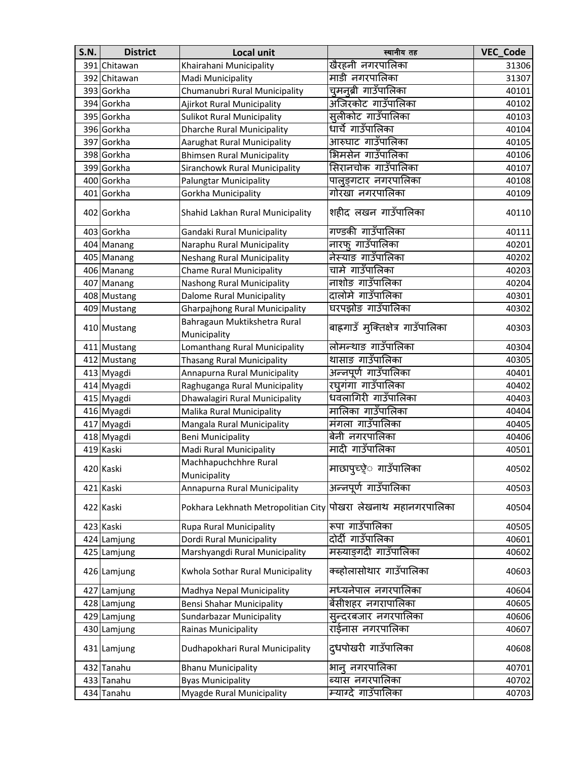| S.N. | District | Local unit | स्थानीय तह | VEC_Code |
| --- | --- | --- | --- | --- |
| 391 | Chitawan | Khairahani Municipality | खैरहनी नगरपालिका | 31306 |
| 392 | Chitawan | Madi Municipality | माडी नगरपालिका | 31307 |
| 393 | Gorkha | Chumanubri Rural Municipality | चुमनुब्री गाउँपालिका | 40101 |
| 394 | Gorkha | Ajirkot Rural Municipality | अजिरकोट गाउँपालिका | 40102 |
| 395 | Gorkha | Sulikot Rural Municipality | सुलीकोट गाउँपालिका | 40103 |
| 396 | Gorkha | Dharche Rural Municipality | धार्चे गाउँपालिका | 40104 |
| 397 | Gorkha | Aarughat Rural Municipality | आरुघाट गाउँपालिका | 40105 |
| 398 | Gorkha | Bhimsen Rural Municipality | भिमसेन गाउँपालिका | 40106 |
| 399 | Gorkha | Siranchowk Rural Municipality | सिरानचोक गाउँपालिका | 40107 |
| 400 | Gorkha | Palungtar Municipality | पालुङ्गटार नगरपालिका | 40108 |
| 401 | Gorkha | Gorkha Municipality | गोरखा नगरपालिका | 40109 |
| 402 | Gorkha | Shahid Lakhan Rural Municipality | शहीद लखन गाउँपालिका | 40110 |
| 403 | Gorkha | Gandaki Rural Municipality | गण्डकी गाउँपालिका | 40111 |
| 404 | Manang | Naraphu Rural Municipality | नारफु गाउँपालिका | 40201 |
| 405 | Manang | Neshang Rural Municipality | नेस्याङ गाउँपालिका | 40202 |
| 406 | Manang | Chame Rural Municipality | चामे गाउँपालिका | 40203 |
| 407 | Manang | Nashong Rural Municipality | नाशोङ गाउँपालिका | 40204 |
| 408 | Mustang | Dalome Rural Municipality | दालोमे गाउँपालिका | 40301 |
| 409 | Mustang | Gharpajhong Rural Municipality | घरपझोङ गाउँपालिका | 40302 |
| 410 | Mustang | Bahragaun Muktikshetra Rural Municipality | बाह्रगाउँ मुक्तिक्षेत्र गाउँपालिका | 40303 |
| 411 | Mustang | Lomanthang Rural Municipality | लोमन्थाङ गाउँपालिका | 40304 |
| 412 | Mustang | Thasang Rural Municipality | थासाङ गाउँपालिका | 40305 |
| 413 | Myagdi | Annapurna Rural Municipality | अन्नपूर्ण गाउँपालिका | 40401 |
| 414 | Myagdi | Raghuganga Rural Municipality | रघुगंगा गाउँपालिका | 40402 |
| 415 | Myagdi | Dhawalagiri Rural Municipality | धवलागिरी गाउँपालिका | 40403 |
| 416 | Myagdi | Malika Rural Municipality | मालिका गाउँपालिका | 40404 |
| 417 | Myagdi | Mangala Rural Municipality | मंगला गाउँपालिका | 40405 |
| 418 | Myagdi | Beni Municipality | बेनी नगरपालिका | 40406 |
| 419 | Kaski | Madi Rural Municipality | मादी गाउँपालिका | 40501 |
| 420 | Kaski | Machhapuchchhre Rural Municipality | माछापुच्छ्रे गाउँपालिका | 40502 |
| 421 | Kaski | Annapurna Rural Municipality | अन्नपूर्ण गाउँपालिका | 40503 |
| 422 | Kaski | Pokhara Lekhnath Metropolitian City | पोखरा लेखनाथ महानगरपालिका | 40504 |
| 423 | Kaski | Rupa Rural Municipality | रूपा गाउँपालिका | 40505 |
| 424 | Lamjung | Dordi Rural Municipality | दोर्दी गाउँपालिका | 40601 |
| 425 | Lamjung | Marshyangdi Rural Municipality | मस्र्याङ्गदी गाउँपालिका | 40602 |
| 426 | Lamjung | Kwhola Sothar Rural Municipality | क्व्होलासोथार गाउँपालिका | 40603 |
| 427 | Lamjung | Madhya Nepal Municipality | मध्यनेपाल नगरपालिका | 40604 |
| 428 | Lamjung | Bensi Shahar Municipality | बेंसीशहर नगरापालिका | 40605 |
| 429 | Lamjung | Sundarbazar Municipality | सुन्दरबजार नगरपालिका | 40606 |
| 430 | Lamjung | Rainas Municipality | राईनास नगरपालिका | 40607 |
| 431 | Lamjung | Dudhapokhari Rural Municipality | दुधपोखरी गाउँपालिका | 40608 |
| 432 | Tanahu | Bhanu Municipality | भानु नगरपालिका | 40701 |
| 433 | Tanahu | Byas Municipality | ब्यास नगरपालिका | 40702 |
| 434 | Tanahu | Myagde Rural Municipality | म्याग्दे गाउँपालिका | 40703 |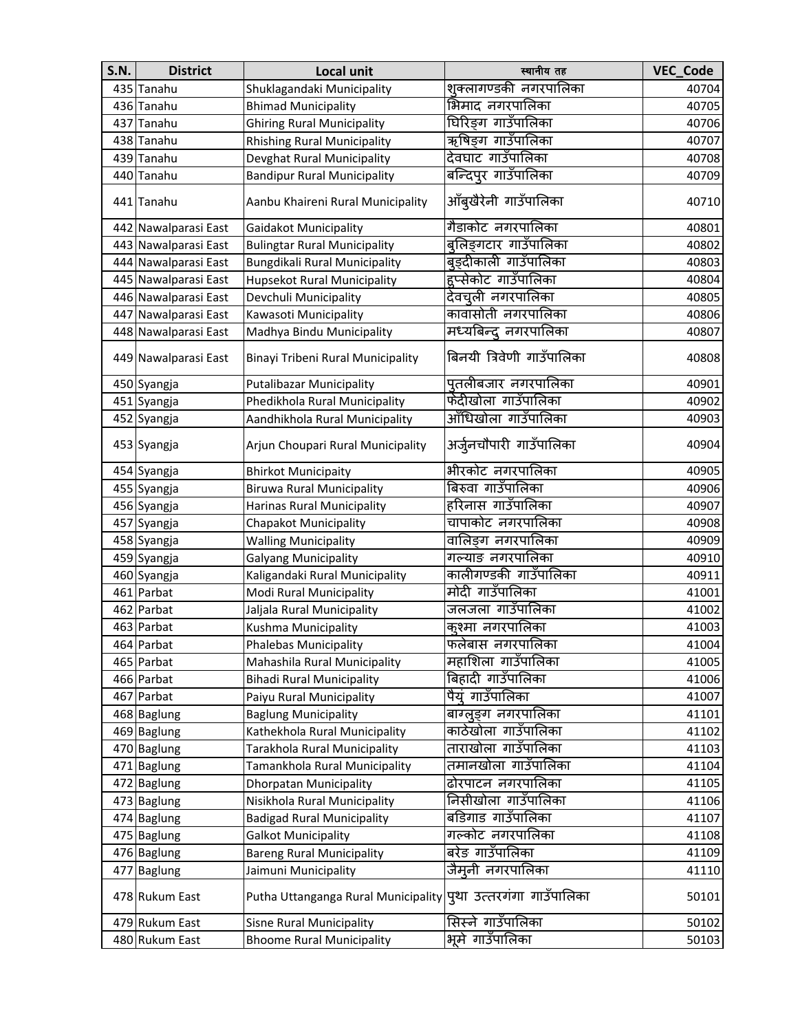| S.N. | District | Local unit | स्थानीय तह | VEC_Code |
|---|---|---|---|---|
| 435 | Tanahu | Shuklagandaki Municipality | शुक्लागण्डकी नगरपालिका | 40704 |
| 436 | Tanahu | Bhimad Municipality | भिमाद नगरपालिका | 40705 |
| 437 | Tanahu | Ghiring Rural Municipality | घिरिङ्ग गाउँपालिका | 40706 |
| 438 | Tanahu | Rhishing Rural Municipality | ऋषिङ्ग गाउँपालिका | 40707 |
| 439 | Tanahu | Devghat Rural Municipality | देवघाट गाउँपालिका | 40708 |
| 440 | Tanahu | Bandipur Rural Municipality | बन्दिपुर गाउँपालिका | 40709 |
| 441 | Tanahu | Aanbu Khaireni Rural Municipality | आँबुखैरेनी गाउँपालिका | 40710 |
| 442 | Nawalparasi East | Gaidakot Municipality | गैडाकोट नगरपालिका | 40801 |
| 443 | Nawalparasi East | Bulingtar Rural Municipality | बुलिङ्गटार गाउँपालिका | 40802 |
| 444 | Nawalparasi East | Bungdikali Rural Municipality | बुङ्दीकाली गाउँपालिका | 40803 |
| 445 | Nawalparasi East | Hupsekot Rural Municipality | हुप्सेकोट गाउँपालिका | 40804 |
| 446 | Nawalparasi East | Devchuli Municipality | देवचुली नगरपालिका | 40805 |
| 447 | Nawalparasi East | Kawasoti Municipality | कावासोती नगरपालिका | 40806 |
| 448 | Nawalparasi East | Madhya Bindu Municipality | मध्यबिन्दु नगरपालिका | 40807 |
| 449 | Nawalparasi East | Binayi Tribeni Rural Municipality | बिनयी त्रिवेणी गाउँपालिका | 40808 |
| 450 | Syangja | Putalibazar Municipality | पुतलीबजार नगरपालिका | 40901 |
| 451 | Syangja | Phedikhola Rural Municipality | फेदीखोला गाउँपालिका | 40902 |
| 452 | Syangja | Aandhikhola Rural Municipality | आँधिखोला गाउँपालिका | 40903 |
| 453 | Syangja | Arjun Choupari Rural Municipality | अर्जुनचौपारी गाउँपालिका | 40904 |
| 454 | Syangja | Bhirkot Municipaity | भीरकोट नगरपालिका | 40905 |
| 455 | Syangja | Biruwa Rural Municipality | बिरुवा गाउँपालिका | 40906 |
| 456 | Syangja | Harinas Rural Municipality | हरिनास गाउँपालिका | 40907 |
| 457 | Syangja | Chapakot Municipality | चापाकोट नगरपालिका | 40908 |
| 458 | Syangja | Walling Municipality | वालिङ्ग नगरपालिका | 40909 |
| 459 | Syangja | Galyang Municipality | गल्याङ नगरपालिका | 40910 |
| 460 | Syangja | Kaligandaki Rural Municipality | कालीगण्डकी गाउँपालिका | 40911 |
| 461 | Parbat | Modi Rural Municipality | मोदी गाउँपालिका | 41001 |
| 462 | Parbat | Jaljala Rural Municipality | जलजला गाउँपालिका | 41002 |
| 463 | Parbat | Kushma Municipality | कुश्मा नगरपालिका | 41003 |
| 464 | Parbat | Phalebas Municipality | फलेबास नगरपालिका | 41004 |
| 465 | Parbat | Mahashila Rural Municipality | महाशिला गाउँपालिका | 41005 |
| 466 | Parbat | Bihadi Rural Municipality | बिहादी गाउँपालिका | 41006 |
| 467 | Parbat | Paiyu Rural Municipality | पैयुं गाउँपालिका | 41007 |
| 468 | Baglung | Baglung Municipality | बाग्लुङ्ग नगरपालिका | 41101 |
| 469 | Baglung | Kathekhola Rural Municipality | काठेखोला गाउँपालिका | 41102 |
| 470 | Baglung | Tarakhola Rural Municipality | ताराखोला गाउँपालिका | 41103 |
| 471 | Baglung | Tamankhola Rural Municipality | तमानखोला गाउँपालिका | 41104 |
| 472 | Baglung | Dhorpatan Municipality | ढोरपाटन नगरपालिका | 41105 |
| 473 | Baglung | Nisikhola Rural Municipality | निसीखोला गाउँपालिका | 41106 |
| 474 | Baglung | Badigad Rural Municipality | बडिगाड गाउँपालिका | 41107 |
| 475 | Baglung | Galkot Municipality | गल्कोट नगरपालिका | 41108 |
| 476 | Baglung | Bareng Rural Municipality | बरेङ गाउँपालिका | 41109 |
| 477 | Baglung | Jaimuni Municipality | जैमुनी नगरपालिका | 41110 |
| 478 | Rukum East | Putha Uttanganga Rural Municipality | पुथा उत्तरगंगा गाउँपालिका | 50101 |
| 479 | Rukum East | Sisne Rural Municipality | सिस्ने गाउँपालिका | 50102 |
| 480 | Rukum East | Bhoome Rural Municipality | भूमे गाउँपालिका | 50103 |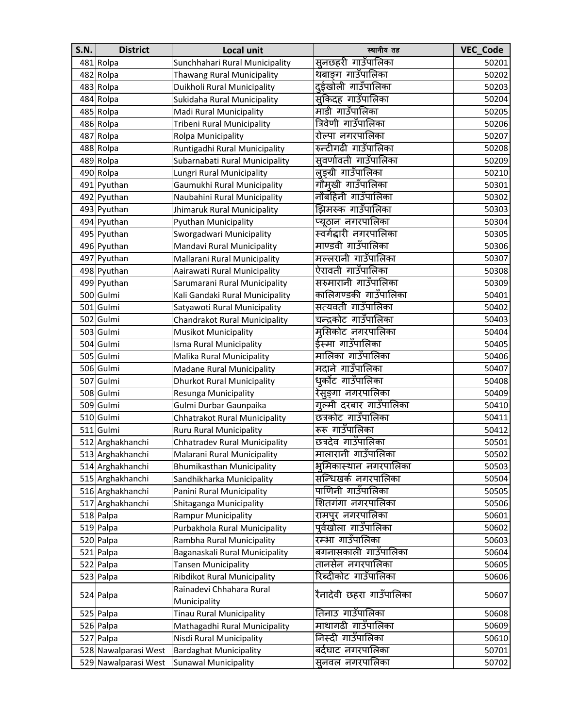| S.N. | District | Local unit | स्थानीय तह | VEC_Code |
|---|---|---|---|---|
| 481 | Rolpa | Sunchhahari Rural Municipality | सुनछहरी गाउँपालिका | 50201 |
| 482 | Rolpa | Thawang Rural Municipality | थबाङ्ग गाउँपालिका | 50202 |
| 483 | Rolpa | Duikholi Rural Municipality | दुईखोली गाउँपालिका | 50203 |
| 484 | Rolpa | Sukidaha Rural Municipality | सुकिदह गाउँपालिका | 50204 |
| 485 | Rolpa | Madi Rural Municipality | माडी गाउँपालिका | 50205 |
| 486 | Rolpa | Tribeni Rural Municipality | त्रिवेणी गाउँपालिका | 50206 |
| 487 | Rolpa | Rolpa Municipality | रोल्पा नगरपालिका | 50207 |
| 488 | Rolpa | Runtigadhi Rural Municipality | रुन्टीगढी गाउँपालिका | 50208 |
| 489 | Rolpa | Subarnabati Rural Municipality | सुवर्णावती गाउँपालिका | 50209 |
| 490 | Rolpa | Lungri Rural Municipality | लुङ्ग्री गाउँपालिका | 50210 |
| 491 | Pyuthan | Gaumukhi Rural Municipality | गौमुखी गाउँपालिका | 50301 |
| 492 | Pyuthan | Naubahini Rural Municipality | नौबहिनी गाउँपालिका | 50302 |
| 493 | Pyuthan | Jhimaruk Rural Municipality | झिमरुक गाउँपालिका | 50303 |
| 494 | Pyuthan | Pyuthan Municipality | प्यूठान नगरपालिका | 50304 |
| 495 | Pyuthan | Sworgadwari Municipality | स्वर्गद्वारी नगरपालिका | 50305 |
| 496 | Pyuthan | Mandavi Rural Municipality | माण्डवी गाउँपालिका | 50306 |
| 497 | Pyuthan | Mallarani Rural Municipality | मल्लरानी गाउँपालिका | 50307 |
| 498 | Pyuthan | Aairawati Rural Municipality | ऐरावती गाउँपालिका | 50308 |
| 499 | Pyuthan | Sarumarani Rural Municipality | सरुमारानी गाउँपालिका | 50309 |
| 500 | Gulmi | Kali Gandaki Rural Municipality | कालिगण्डकी गाउँपालिका | 50401 |
| 501 | Gulmi | Satyawoti Rural Municipality | सत्यवती गाउँपालिका | 50402 |
| 502 | Gulmi | Chandrakot Rural Municipality | चन्द्रकोट गाउँपालिका | 50403 |
| 503 | Gulmi | Musikot Municipality | मुसिकोट नगरपालिका | 50404 |
| 504 | Gulmi | Isma Rural Municipality | ईस्मा गाउँपालिका | 50405 |
| 505 | Gulmi | Malika Rural Municipality | मालिका गाउँपालिका | 50406 |
| 506 | Gulmi | Madane Rural Municipality | मदाने गाउँपालिका | 50407 |
| 507 | Gulmi | Dhurkot Rural Municipality | धुर्कोट गाउँपालिका | 50408 |
| 508 | Gulmi | Resunga Municipality | रेसुङ्गा नगरपालिका | 50409 |
| 509 | Gulmi | Gulmi Durbar Gaunpaika | गुल्मी दरबार गाउँपालिका | 50410 |
| 510 | Gulmi | Chhatrakot Rural Municipality | छत्रकोट गाउँपालिका | 50411 |
| 511 | Gulmi | Ruru Rural Municipality | रूरू गाउँपालिका | 50412 |
| 512 | Arghakhanchi | Chhatradev Rural Municipality | छत्रदेव गाउँपालिका | 50501 |
| 513 | Arghakhanchi | Malarani Rural Municipality | मालारानी गाउँपालिका | 50502 |
| 514 | Arghakhanchi | Bhumikasthan Municipality | भुमिकास्थान नगरपालिका | 50503 |
| 515 | Arghakhanchi | Sandhikharka Municipality | सन्धिखर्क नगरपालिका | 50504 |
| 516 | Arghakhanchi | Panini Rural Municipality | पाणिनी गाउँपालिका | 50505 |
| 517 | Arghakhanchi | Shitaganga Municipality | शितगंगा नगरपालिका | 50506 |
| 518 | Palpa | Rampur Municipality | रामपुर नगरपालिका | 50601 |
| 519 | Palpa | Purbakhola Rural Municipality | पुर्वखोला गाउँपालिका | 50602 |
| 520 | Palpa | Rambha Rural Municipality | रम्भा गाउँपालिका | 50603 |
| 521 | Palpa | Baganaskali Rural Municipality | बगनासकाली गाउँपालिका | 50604 |
| 522 | Palpa | Tansen Municipality | तानसेन नगरपालिका | 50605 |
| 523 | Palpa | Ribdikot Rural Municipality | रिब्दीकोट गाउँपालिका | 50606 |
| 524 | Palpa | Rainadevi Chhahara Rural Municipality | रैनादेवी छहरा गाउँपालिका | 50607 |
| 525 | Palpa | Tinau Rural Municipality | तिनाउ गाउँपालिका | 50608 |
| 526 | Palpa | Mathagadhi Rural Municipality | माथागढी गाउँपालिका | 50609 |
| 527 | Palpa | Nisdi Rural Municipality | निस्दी गाउँपालिका | 50610 |
| 528 | Nawalparasi West | Bardaghat Municipality | बर्दघाट नगरपालिका | 50701 |
| 529 | Nawalparasi West | Sunawal Municipality | सुनवल नगरपालिका | 50702 |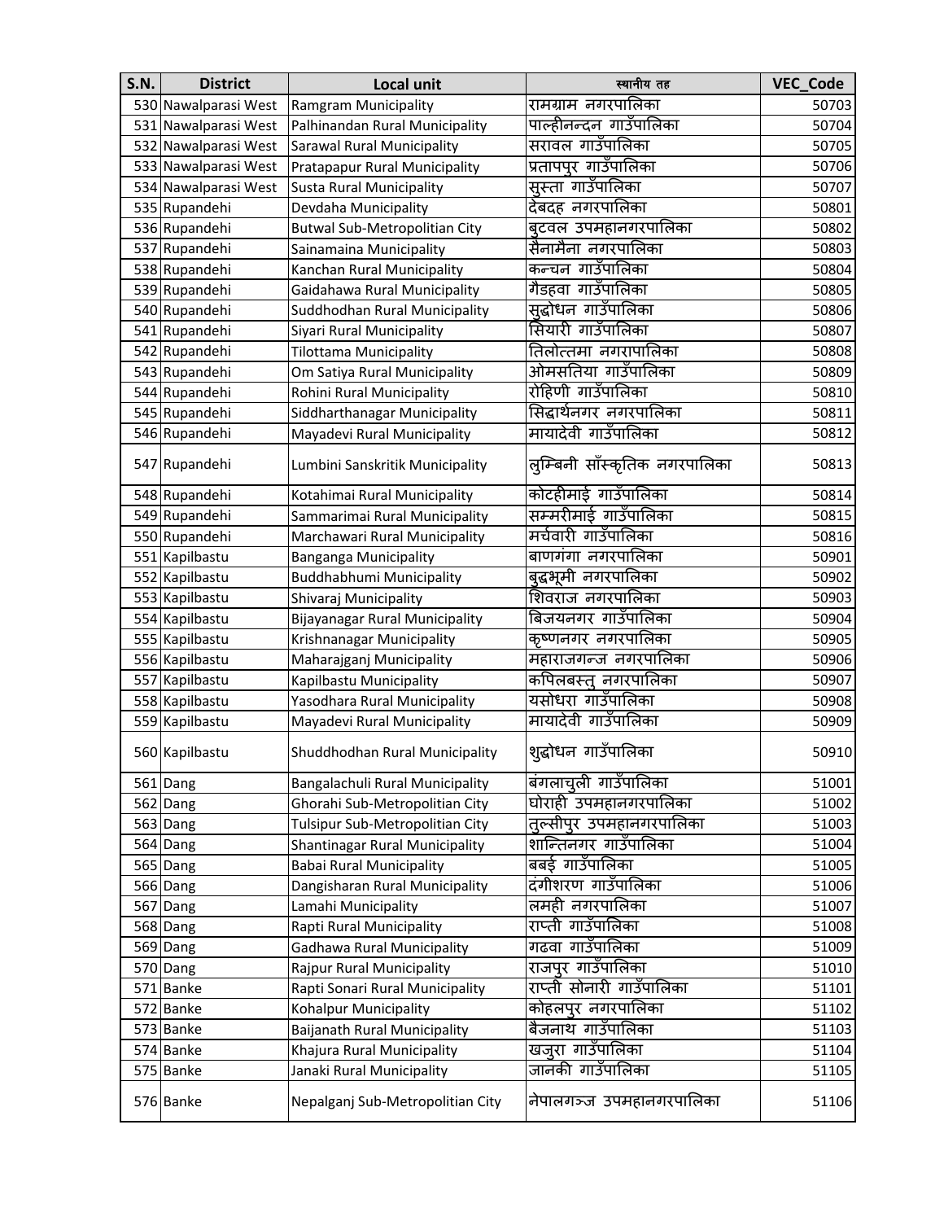| S.N. | District | Local unit | स्थानीय तह | VEC_Code |
|---|---|---|---|---|
| 530 | Nawalparasi West | Ramgram Municipality | रामग्राम नगरपालिका | 50703 |
| 531 | Nawalparasi West | Palhinandan Rural Municipality | पाल्हीनन्दन गाउँपालिका | 50704 |
| 532 | Nawalparasi West | Sarawal Rural Municipality | सरावल गाउँपालिका | 50705 |
| 533 | Nawalparasi West | Pratapapur Rural Municipality | प्रतापपुर गाउँपालिका | 50706 |
| 534 | Nawalparasi West | Susta Rural Municipality | सुस्ता गाउँपालिका | 50707 |
| 535 | Rupandehi | Devdaha Municipality | देवदह नगरपालिका | 50801 |
| 536 | Rupandehi | Butwal Sub-Metropolitan City | बुटवल उपमहानगरपालिका | 50802 |
| 537 | Rupandehi | Sainamaina Municipality | सैनामैना नगरपालिका | 50803 |
| 538 | Rupandehi | Kanchan Rural Municipality | कन्चन गाउँपालिका | 50804 |
| 539 | Rupandehi | Gaidahawa Rural Municipality | गैडहवा गाउँपालिका | 50805 |
| 540 | Rupandehi | Suddhodhan Rural Municipality | सुद्धोधन गाउँपालिका | 50806 |
| 541 | Rupandehi | Siyari Rural Municipality | सियारी गाउँपालिका | 50807 |
| 542 | Rupandehi | Tilottama Municipality | तिलोत्तमा नगरापालिका | 50808 |
| 543 | Rupandehi | Om Satiya Rural Municipality | ओमसतिया गाउँपालिका | 50809 |
| 544 | Rupandehi | Rohini Rural Municipality | रोहिणी गाउँपालिका | 50810 |
| 545 | Rupandehi | Siddharthanagar Municipality | सिद्धार्थनगर नगरपालिका | 50811 |
| 546 | Rupandehi | Mayadevi Rural Municipality | मायादेवी गाउँपालिका | 50812 |
| 547 | Rupandehi | Lumbini Sanskritik Municipality | लुम्बिनी साँस्कृतिक नगरपालिका | 50813 |
| 548 | Rupandehi | Kotahimai Rural Municipality | कोटहीमाई गाउँपालिका | 50814 |
| 549 | Rupandehi | Sammarimai Rural Municipality | सम्मरीमाई गाउँपालिका | 50815 |
| 550 | Rupandehi | Marchawari Rural Municipality | मर्चवारी गाउँपालिका | 50816 |
| 551 | Kapilbastu | Banganga Municipality | बाणगंगा नगरपालिका | 50901 |
| 552 | Kapilbastu | Buddhabhumi Municipality | बुद्धभूमी नगरपालिका | 50902 |
| 553 | Kapilbastu | Shivaraj Municipality | शिवराज नगरपालिका | 50903 |
| 554 | Kapilbastu | Bijayanagar Rural Municipality | बिजयनगर गाउँपालिका | 50904 |
| 555 | Kapilbastu | Krishnanagar Municipality | कृष्णनगर नगरपालिका | 50905 |
| 556 | Kapilbastu | Maharajganj Municipality | महाराजगन्ज नगरपालिका | 50906 |
| 557 | Kapilbastu | Kapilbastu Municipality | कपिलबस्तु नगरपालिका | 50907 |
| 558 | Kapilbastu | Yasodhara Rural Municipality | यसोधरा गाउँपालिका | 50908 |
| 559 | Kapilbastu | Mayadevi Rural Municipality | मायादेवी गाउँपालिका | 50909 |
| 560 | Kapilbastu | Shuddhodhan Rural Municipality | शुद्धोधन गाउँपालिका | 50910 |
| 561 | Dang | Bangalachuli Rural Municipality | बंगलाचुली गाउँपालिका | 51001 |
| 562 | Dang | Ghorahi Sub-Metropolitian City | घोराही उपमहानगरपालिका | 51002 |
| 563 | Dang | Tulsipur Sub-Metropolitian City | तुल्सीपुर उपमहानगरपालिका | 51003 |
| 564 | Dang | Shantinagar Rural Municipality | शान्तिनगर गाउँपालिका | 51004 |
| 565 | Dang | Babai Rural Municipality | बबई गाउँपालिका | 51005 |
| 566 | Dang | Dangisharan Rural Municipality | दंगीशरण गाउँपालिका | 51006 |
| 567 | Dang | Lamahi Municipality | लमही नगरपालिका | 51007 |
| 568 | Dang | Rapti Rural Municipality | राप्ती गाउँपालिका | 51008 |
| 569 | Dang | Gadhawa Rural Municipality | गढवा गाउँपालिका | 51009 |
| 570 | Dang | Rajpur Rural Municipality | राजपुर गाउँपालिका | 51010 |
| 571 | Banke | Rapti Sonari Rural Municipality | राप्ती सोनारी गाउँपालिका | 51101 |
| 572 | Banke | Kohalpur Municipality | कोहलपुर नगरपालिका | 51102 |
| 573 | Banke | Baijanath Rural Municipality | बैजनाथ गाउँपालिका | 51103 |
| 574 | Banke | Khajura Rural Municipality | खजुरा गाउँपालिका | 51104 |
| 575 | Banke | Janaki Rural Municipality | जानकी गाउँपालिका | 51105 |
| 576 | Banke | Nepalganj Sub-Metropolitian City | नेपालगञ्ज उपमहानगरपालिका | 51106 |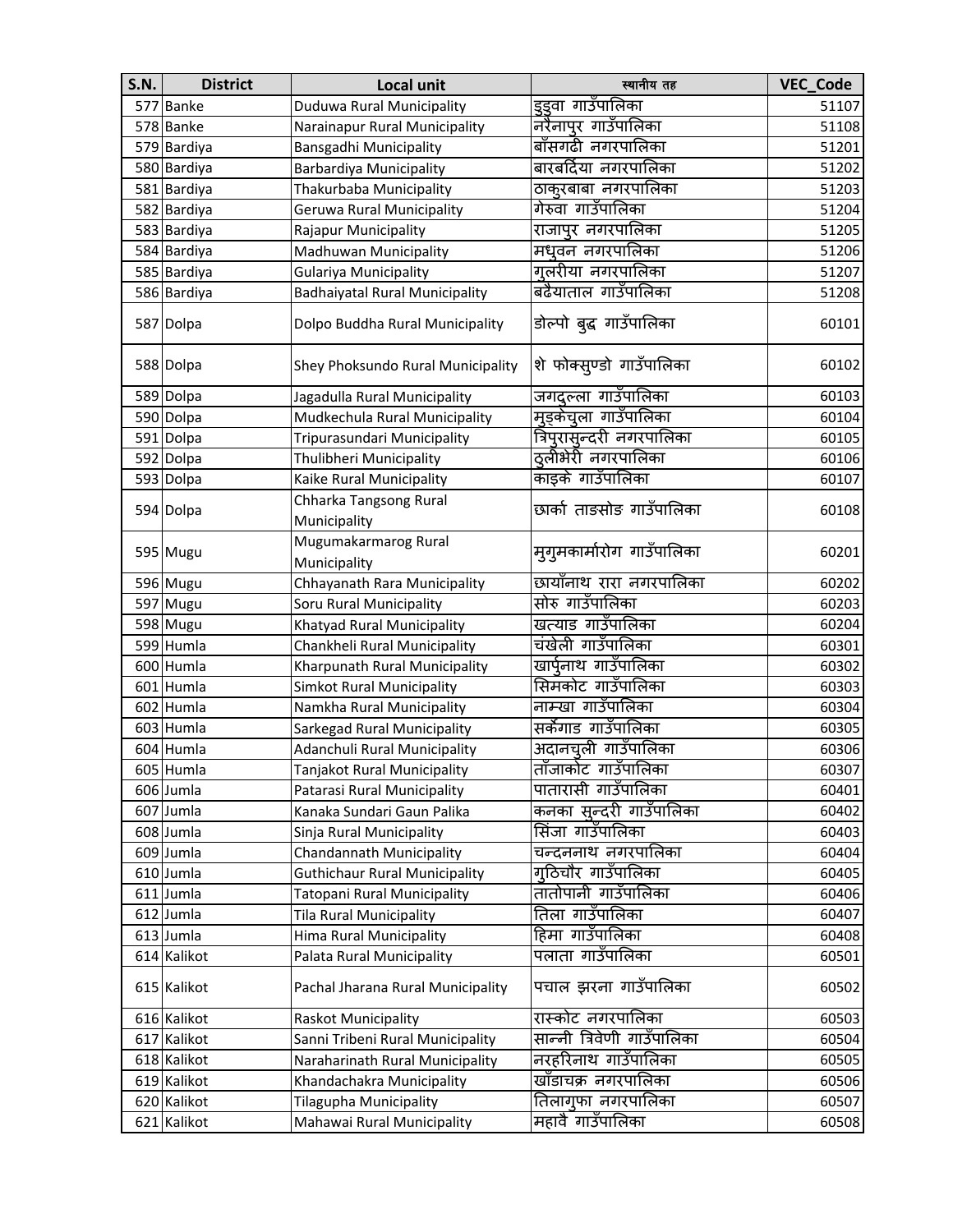| S.N. | District | Local unit | स्थानीय तह | VEC_Code |
|---|---|---|---|---|
| 577 | Banke | Duduwa Rural Municipality | डुडुवा गाउँपालिका | 51107 |
| 578 | Banke | Narainapur Rural Municipality | नरैनापुर गाउँपालिका | 51108 |
| 579 | Bardiya | Bansgadhi Municipality | बाँसगढी नगरपालिका | 51201 |
| 580 | Bardiya | Barbardiya Municipality | बारबर्दिया नगरपालिका | 51202 |
| 581 | Bardiya | Thakurbaba Municipality | ठाकुरबाबा नगरपालिका | 51203 |
| 582 | Bardiya | Geruwa Rural Municipality | गेरुवा गाउँपालिका | 51204 |
| 583 | Bardiya | Rajapur Municipality | राजापुर नगरपालिका | 51205 |
| 584 | Bardiya | Madhuwan Municipality | मधुवन नगरपालिका | 51206 |
| 585 | Bardiya | Gulariya Municipality | गुलरीया नगरपालिका | 51207 |
| 586 | Bardiya | Badhaiyatal Rural Municipality | बढैयाताल गाउँपालिका | 51208 |
| 587 | Dolpa | Dolpo Buddha Rural Municipality | डोल्पो बुद्ध गाउँपालिका | 60101 |
| 588 | Dolpa | Shey Phoksundo Rural Municipality | शे फोक्सुण्डो गाउँपालिका | 60102 |
| 589 | Dolpa | Jagadulla Rural Municipality | जगदुल्ला गाउँपालिका | 60103 |
| 590 | Dolpa | Mudkechula Rural Municipality | मुड्केचुला गाउँपालिका | 60104 |
| 591 | Dolpa | Tripurasundari Municipality | त्रिपुरासुन्दरी नगरपालिका | 60105 |
| 592 | Dolpa | Thulibheri Municipality | ठुलीभेरी नगरपालिका | 60106 |
| 593 | Dolpa | Kaike Rural Municipality | काइके गाउँपालिका | 60107 |
| 594 | Dolpa | Chharka Tangsong Rural Municipality | छार्का ताङसोङ गाउँपालिका | 60108 |
| 595 | Mugu | Mugumakarmarog Rural Municipality | मुगुमकार्मारोग गाउँपालिका | 60201 |
| 596 | Mugu | Chhayanath Rara Municipality | छायाँनाथ रारा नगरपालिका | 60202 |
| 597 | Mugu | Soru Rural Municipality | सोरु गाउँपालिका | 60203 |
| 598 | Mugu | Khatyad Rural Municipality | खत्याड गाउँपालिका | 60204 |
| 599 | Humla | Chankheli Rural Municipality | चंखेली गाउँपालिका | 60301 |
| 600 | Humla | Kharpunath Rural Municipality | खार्पुनाथ गाउँपालिका | 60302 |
| 601 | Humla | Simkot Rural Municipality | सिमकोट गाउँपालिका | 60303 |
| 602 | Humla | Namkha Rural Municipality | नाम्खा गाउँपालिका | 60304 |
| 603 | Humla | Sarkegad Rural Municipality | सर्केगाड गाउँपालिका | 60305 |
| 604 | Humla | Adanchuli Rural Municipality | अदानचुली गाउँपालिका | 60306 |
| 605 | Humla | Tanjakot Rural Municipality | ताँजाकोट गाउँपालिका | 60307 |
| 606 | Jumla | Patarasi Rural Municipality | पातारासी गाउँपालिका | 60401 |
| 607 | Jumla | Kanaka Sundari Gaun Palika | कनका सुन्दरी गाउँपालिका | 60402 |
| 608 | Jumla | Sinja Rural Municipality | सिंजा गाउँपालिका | 60403 |
| 609 | Jumla | Chandannath Municipality | चन्दननाथ नगरपालिका | 60404 |
| 610 | Jumla | Guthichaur Rural Municipality | गुठिचौर गाउँपालिका | 60405 |
| 611 | Jumla | Tatopani Rural Municipality | तातोपानी गाउँपालिका | 60406 |
| 612 | Jumla | Tila Rural Municipality | तिला गाउँपालिका | 60407 |
| 613 | Jumla | Hima Rural Municipality | हिमा गाउँपालिका | 60408 |
| 614 | Kalikot | Palata Rural Municipality | पलाता गाउँपालिका | 60501 |
| 615 | Kalikot | Pachal Jharana Rural Municipality | पचाल झरना गाउँपालिका | 60502 |
| 616 | Kalikot | Raskot Municipality | रास्कोट नगरपालिका | 60503 |
| 617 | Kalikot | Sanni Tribeni Rural Municipality | सान्नी त्रिवेणी गाउँपालिका | 60504 |
| 618 | Kalikot | Naraharinath Rural Municipality | नरहरिनाथ गाउँपालिका | 60505 |
| 619 | Kalikot | Khandachakra Municipality | खाँडाचक्र नगरपालिका | 60506 |
| 620 | Kalikot | Tilagupha Municipality | तिलागुफा नगरपालिका | 60507 |
| 621 | Kalikot | Mahawai Rural Municipality | महावै गाउँपालिका | 60508 |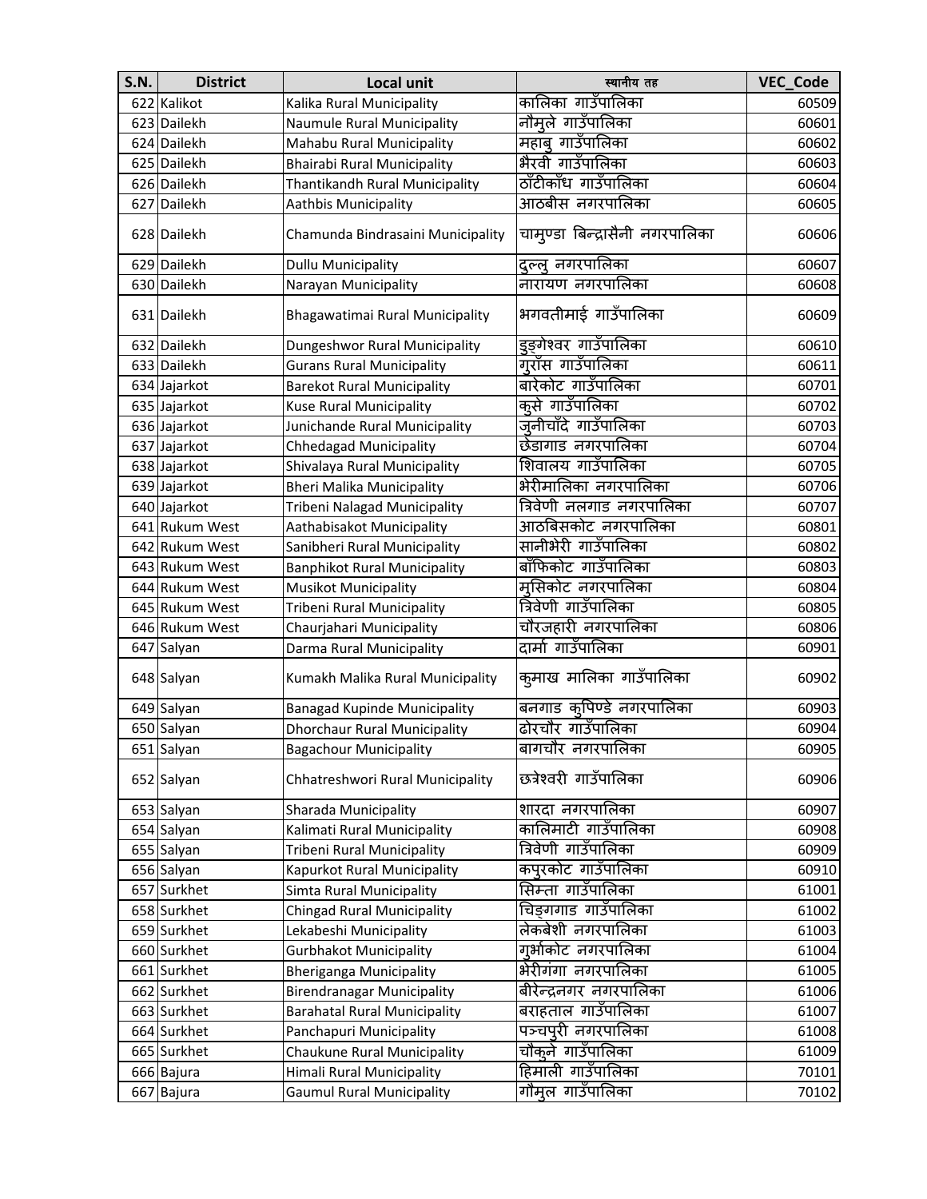| S.N. | District | Local unit | स्थानीय तह | VEC_Code |
|---|---|---|---|---|
| 622 | Kalikot | Kalika Rural Municipality | कालिका गाउँपालिका | 60509 |
| 623 | Dailekh | Naumule Rural Municipality | नौमुले गाउँपालिका | 60601 |
| 624 | Dailekh | Mahabu Rural Municipality | महाबु गाउँपालिका | 60602 |
| 625 | Dailekh | Bhairabi Rural Municipality | भैरवी गाउँपालिका | 60603 |
| 626 | Dailekh | Thantikandh Rural Municipality | ठाँटीकाँध गाउँपालिका | 60604 |
| 627 | Dailekh | Aathbis Municipality | आठबीस नगरपालिका | 60605 |
| 628 | Dailekh | Chamunda Bindrasaini Municipality | चामुण्डा बिन्द्रासैनी नगरपालिका | 60606 |
| 629 | Dailekh | Dullu Municipality | दुल्लु नगरपालिका | 60607 |
| 630 | Dailekh | Narayan Municipality | नारायण नगरपालिका | 60608 |
| 631 | Dailekh | Bhagawatimai Rural Municipality | भगवतीमाई गाउँपालिका | 60609 |
| 632 | Dailekh | Dungeshwor Rural Municipality | डुङ्गेश्वर गाउँपालिका | 60610 |
| 633 | Dailekh | Gurans Rural Municipality | गुराँस गाउँपालिका | 60611 |
| 634 | Jajarkot | Barekot Rural Municipality | बारेकोट गाउँपालिका | 60701 |
| 635 | Jajarkot | Kuse Rural Municipality | कुसे गाउँपालिका | 60702 |
| 636 | Jajarkot | Junichande Rural Municipality | जुनीचाँदे गाउँपालिका | 60703 |
| 637 | Jajarkot | Chhedagad Municipality | छेडागाड नगरपालिका | 60704 |
| 638 | Jajarkot | Shivalaya Rural Municipality | शिवालय गाउँपालिका | 60705 |
| 639 | Jajarkot | Bheri Malika Municipality | भेरीमालिका नगरपालिका | 60706 |
| 640 | Jajarkot | Tribeni Nalagad Municipality | त्रिवेणी नलगाड नगरपालिका | 60707 |
| 641 | Rukum West | Aathabisakot Municipality | आठबिसकोट नगरपालिका | 60801 |
| 642 | Rukum West | Sanibheri Rural Municipality | सानीभेरी गाउँपालिका | 60802 |
| 643 | Rukum West | Banphikot Rural Municipality | बाँफिकोट गाउँपालिका | 60803 |
| 644 | Rukum West | Musikot Municipality | मुसिकोट नगरपालिका | 60804 |
| 645 | Rukum West | Tribeni Rural Municipality | त्रिवेणी गाउँपालिका | 60805 |
| 646 | Rukum West | Chaurjahari Municipality | चौरजहारी नगरपालिका | 60806 |
| 647 | Salyan | Darma Rural Municipality | दार्मा गाउँपालिका | 60901 |
| 648 | Salyan | Kumakh Malika Rural Municipality | कुमाख मालिका गाउँपालिका | 60902 |
| 649 | Salyan | Banagad Kupinde Municipality | बनगाड कुपिण्डे नगरपालिका | 60903 |
| 650 | Salyan | Dhorchaur Rural Municipality | ढोरचौर गाउँपालिका | 60904 |
| 651 | Salyan | Bagachour Municipality | बागचौर नगरपालिका | 60905 |
| 652 | Salyan | Chhatreshwori Rural Municipality | छत्रेश्वरी गाउँपालिका | 60906 |
| 653 | Salyan | Sharada Municipality | शारदा नगरपालिका | 60907 |
| 654 | Salyan | Kalimati Rural Municipality | कालिमाटी गाउँपालिका | 60908 |
| 655 | Salyan | Tribeni Rural Municipality | त्रिवेणी गाउँपालिका | 60909 |
| 656 | Salyan | Kapurkot Rural Municipality | कपुरकोट गाउँपालिका | 60910 |
| 657 | Surkhet | Simta Rural Municipality | सिम्ता गाउँपालिका | 61001 |
| 658 | Surkhet | Chingad Rural Municipality | चिङ्गगाड गाउँपालिका | 61002 |
| 659 | Surkhet | Lekabeshi Municipality | लेकबेशी नगरपालिका | 61003 |
| 660 | Surkhet | Gurbhakot Municipality | गुर्भाकोट नगरपालिका | 61004 |
| 661 | Surkhet | Bheriganga Municipality | भेरीगंगा नगरपालिका | 61005 |
| 662 | Surkhet | Birendranagar Municipality | बीरेन्द्रनगर नगरपालिका | 61006 |
| 663 | Surkhet | Barahatal Rural Municipality | बराहताल गाउँपालिका | 61007 |
| 664 | Surkhet | Panchapuri Municipality | पञ्चपुरी नगरपालिका | 61008 |
| 665 | Surkhet | Chaukune Rural Municipality | चौकुने गाउँपालिका | 61009 |
| 666 | Bajura | Himali Rural Municipality | हिमाली गाउँपालिका | 70101 |
| 667 | Bajura | Gaumul Rural Municipality | गौमुल गाउँपालिका | 70102 |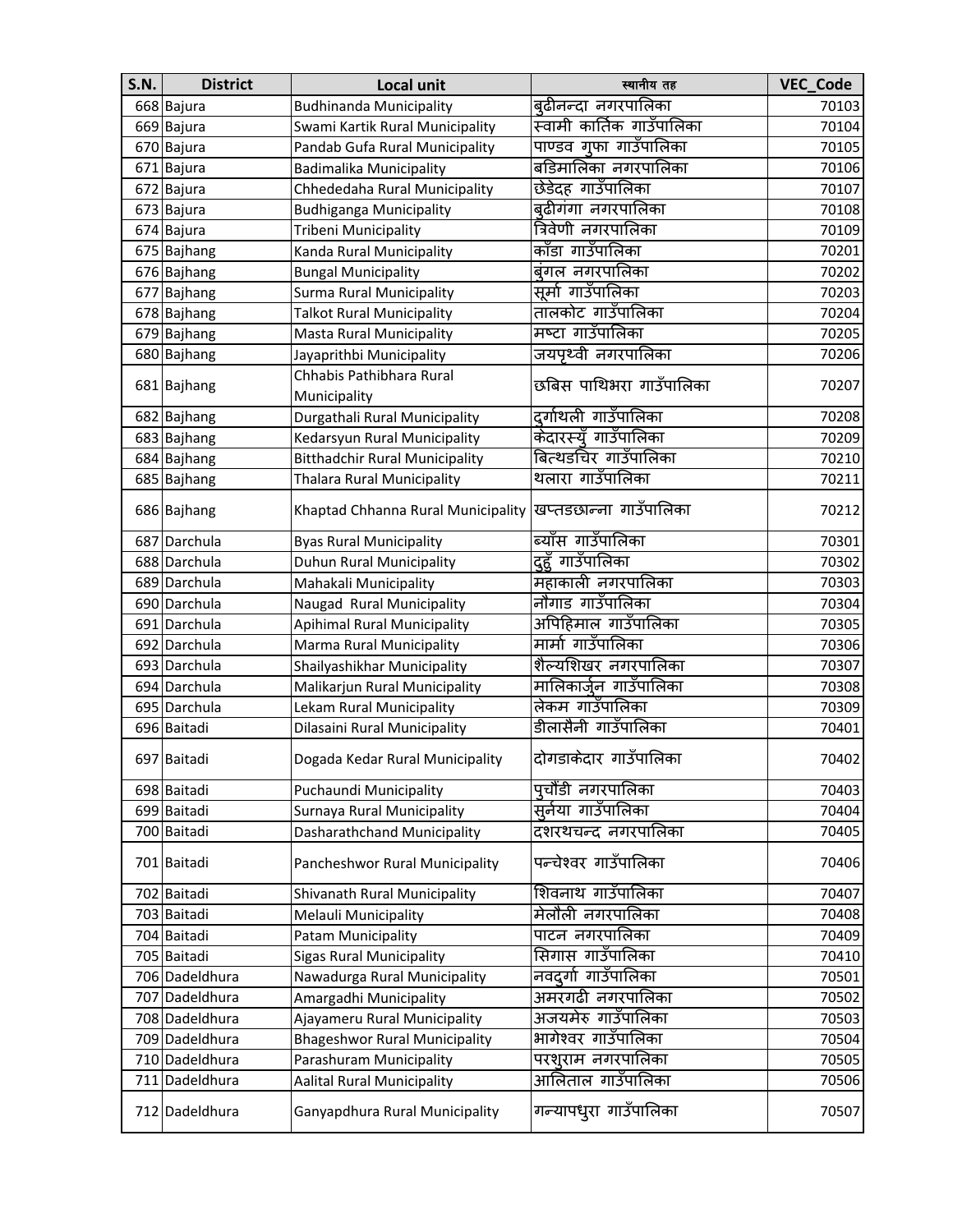| S.N. | District | Local unit | स्थानीय तह | VEC_Code |
|---|---|---|---|---|
| 668 | Bajura | Budhinanda Municipality | बुढीनन्दा नगरपालिका | 70103 |
| 669 | Bajura | Swami Kartik Rural Municipality | स्वामी कार्तिक गाउँपालिका | 70104 |
| 670 | Bajura | Pandab Gufa Rural Municipality | पाण्डव गुफा गाउँपालिका | 70105 |
| 671 | Bajura | Badimalika Municipality | बडिमालिका नगरपालिका | 70106 |
| 672 | Bajura | Chhededaha Rural Municipality | छेडेदह गाउँपालिका | 70107 |
| 673 | Bajura | Budhiganga Municipality | बुढीगंगा नगरपालिका | 70108 |
| 674 | Bajura | Tribeni Municipality | त्रिवेणी नगरपालिका | 70109 |
| 675 | Bajhang | Kanda Rural Municipality | काँडा गाउँपालिका | 70201 |
| 676 | Bajhang | Bungal Municipality | बुंगल नगरपालिका | 70202 |
| 677 | Bajhang | Surma Rural Municipality | सूर्मा गाउँपालिका | 70203 |
| 678 | Bajhang | Talkot Rural Municipality | तालकोट गाउँपालिका | 70204 |
| 679 | Bajhang | Masta Rural Municipality | मष्टा गाउँपालिका | 70205 |
| 680 | Bajhang | Jayaprithbi Municipality | जयपृथ्वी नगरपालिका | 70206 |
| 681 | Bajhang | Chhabis Pathibhara Rural Municipality | छबिस पाथिभरा गाउँपालिका | 70207 |
| 682 | Bajhang | Durgathali Rural Municipality | दुर्गाथली गाउँपालिका | 70208 |
| 683 | Bajhang | Kedarsyun Rural Municipality | केदारस्युँ गाउँपालिका | 70209 |
| 684 | Bajhang | Bitthadchir Rural Municipality | बित्थडचिर गाउँपालिका | 70210 |
| 685 | Bajhang | Thalara Rural Municipality | थलारा गाउँपालिका | 70211 |
| 686 | Bajhang | Khaptad Chhanna Rural Municipality | खप्तडछान्ना गाउँपालिका | 70212 |
| 687 | Darchula | Byas Rural Municipality | ब्याँस गाउँपालिका | 70301 |
| 688 | Darchula | Duhun Rural Municipality | दुहुँ गाउँपालिका | 70302 |
| 689 | Darchula | Mahakali Municipality | महाकाली नगरपालिका | 70303 |
| 690 | Darchula | Naugad Rural Municipality | नौगाड गाउँपालिका | 70304 |
| 691 | Darchula | Apihimal Rural Municipality | अपिहिमाल गाउँपालिका | 70305 |
| 692 | Darchula | Marma Rural Municipality | मार्मा गाउँपालिका | 70306 |
| 693 | Darchula | Shailyashikhar Municipality | शैल्यशिखर नगरपालिका | 70307 |
| 694 | Darchula | Malikarjun Rural Municipality | मालिकार्जुन गाउँपालिका | 70308 |
| 695 | Darchula | Lekam Rural Municipality | लेकम गाउँपालिका | 70309 |
| 696 | Baitadi | Dilasaini Rural Municipality | डीलासैनी गाउँपालिका | 70401 |
| 697 | Baitadi | Dogada Kedar Rural Municipality | दोगडाकेदार गाउँपालिका | 70402 |
| 698 | Baitadi | Puchaundi Municipality | पुचौंडी नगरपालिका | 70403 |
| 699 | Baitadi | Surnaya Rural Municipality | सुर्नया गाउँपालिका | 70404 |
| 700 | Baitadi | Dasharathchand Municipality | दशरथचन्द नगरपालिका | 70405 |
| 701 | Baitadi | Pancheshwor Rural Municipality | पन्चेश्वर गाउँपालिका | 70406 |
| 702 | Baitadi | Shivanath Rural Municipality | शिवनाथ गाउँपालिका | 70407 |
| 703 | Baitadi | Melauli Municipality | मेलौली नगरपालिका | 70408 |
| 704 | Baitadi | Patam Municipality | पाटन नगरपालिका | 70409 |
| 705 | Baitadi | Sigas Rural Municipality | सिगास गाउँपालिका | 70410 |
| 706 | Dadeldhura | Nawadurga Rural Municipality | नवदुर्गा गाउँपालिका | 70501 |
| 707 | Dadeldhura | Amargadhi Municipality | अमरगढी नगरपालिका | 70502 |
| 708 | Dadeldhura | Ajayameru Rural Municipality | अजयमेरु गाउँपालिका | 70503 |
| 709 | Dadeldhura | Bhageshwor Rural Municipality | भागेश्वर गाउँपालिका | 70504 |
| 710 | Dadeldhura | Parashuram Municipality | परशुराम नगरपालिका | 70505 |
| 711 | Dadeldhura | Aalital Rural Municipality | आलिताल गाउँपालिका | 70506 |
| 712 | Dadeldhura | Ganyapdhura Rural Municipality | गन्यापधुरा गाउँपालिका | 70507 |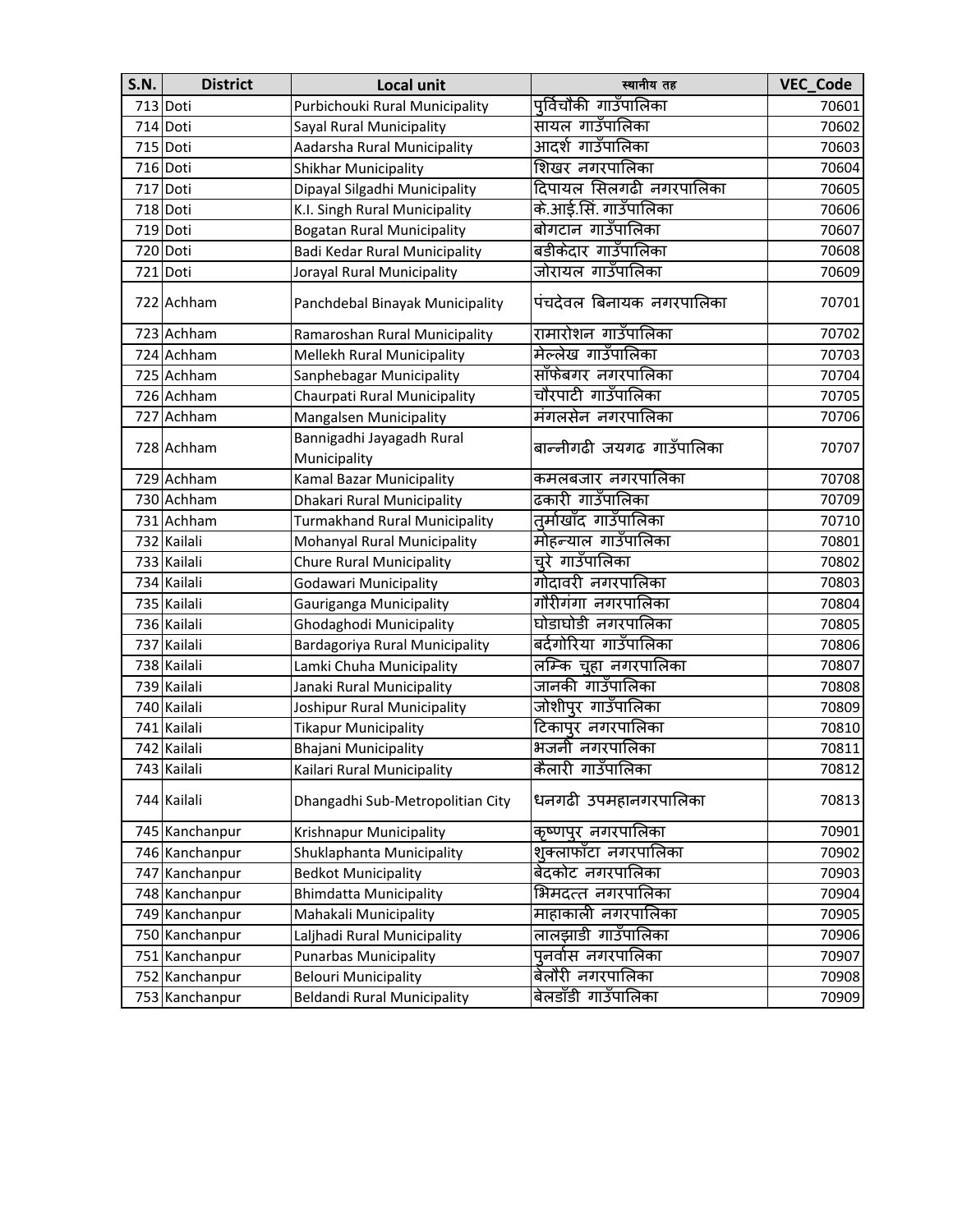| S.N. | District | Local unit | स्थानीय तह | VEC_Code |
|---|---|---|---|---|
| 713 | Doti | Purbichouki Rural Municipality | पुर्विचौकी गाउँपालिका | 70601 |
| 714 | Doti | Sayal Rural Municipality | सायल गाउँपालिका | 70602 |
| 715 | Doti | Aadarsha Rural Municipality | आदर्श गाउँपालिका | 70603 |
| 716 | Doti | Shikhar Municipality | शिखर नगरपालिका | 70604 |
| 717 | Doti | Dipayal Silgadhi Municipality | दिपायल सिलगढी नगरपालिका | 70605 |
| 718 | Doti | K.I. Singh Rural Municipality | के.आई.सिं. गाउँपालिका | 70606 |
| 719 | Doti | Bogatan Rural Municipality | बोगटान गाउँपालिका | 70607 |
| 720 | Doti | Badi Kedar Rural Municipality | बडीकेदार गाउँपालिका | 70608 |
| 721 | Doti | Jorayal Rural Municipality | जोरायल गाउँपालिका | 70609 |
| 722 | Achham | Panchdebal Binayak Municipality | पंचदेवल बिनायक नगरपालिका | 70701 |
| 723 | Achham | Ramaroshan Rural Municipality | रामारोशन गाउँपालिका | 70702 |
| 724 | Achham | Mellekh Rural Municipality | मेल्लेख गाउँपालिका | 70703 |
| 725 | Achham | Sanphebagar Municipality | साँफेबगर नगरपालिका | 70704 |
| 726 | Achham | Chaurpati Rural Municipality | चौरपाटी गाउँपालिका | 70705 |
| 727 | Achham | Mangalsen Municipality | मंगलसेन नगरपालिका | 70706 |
| 728 | Achham | Bannigadhi Jayagadh Rural Municipality | बान्नीगढी जयगढ गाउँपालिका | 70707 |
| 729 | Achham | Kamal Bazar Municipality | कमलबजार नगरपालिका | 70708 |
| 730 | Achham | Dhakari Rural Municipality | ढकारी गाउँपालिका | 70709 |
| 731 | Achham | Turmakhand Rural Municipality | तुर्माखाँद गाउँपालिका | 70710 |
| 732 | Kailali | Mohanyal Rural Municipality | मोहन्याल गाउँपालिका | 70801 |
| 733 | Kailali | Chure Rural Municipality | चुरे गाउँपालिका | 70802 |
| 734 | Kailali | Godawari Municipality | गोदावरी नगरपालिका | 70803 |
| 735 | Kailali | Gauriganga Municipality | गौरीगंगा नगरपालिका | 70804 |
| 736 | Kailali | Ghodaghodi Municipality | घोडाघोडी नगरपालिका | 70805 |
| 737 | Kailali | Bardagoriya Rural Municipality | बर्दगोरिया गाउँपालिका | 70806 |
| 738 | Kailali | Lamki Chuha Municipality | लम्कि चुहा नगरपालिका | 70807 |
| 739 | Kailali | Janaki Rural Municipality | जानकी गाउँपालिका | 70808 |
| 740 | Kailali | Joshipur Rural Municipality | जोशीपुर गाउँपालिका | 70809 |
| 741 | Kailali | Tikapur Municipality | टिकापुर नगरपालिका | 70810 |
| 742 | Kailali | Bhajani Municipality | भजनी नगरपालिका | 70811 |
| 743 | Kailali | Kailari Rural Municipality | कैलारी गाउँपालिका | 70812 |
| 744 | Kailali | Dhangadhi Sub-Metropolitian City | धनगढी उपमहानगरपालिका | 70813 |
| 745 | Kanchanpur | Krishnapur Municipality | कृष्णपुर नगरपालिका | 70901 |
| 746 | Kanchanpur | Shuklaphanta Municipality | शुक्लाफाँटा नगरपालिका | 70902 |
| 747 | Kanchanpur | Bedkot Municipality | बेदकोट नगरपालिका | 70903 |
| 748 | Kanchanpur | Bhimdatta Municipality | भिमदत्त नगरपालिका | 70904 |
| 749 | Kanchanpur | Mahakali Municipality | माहाकाली नगरपालिका | 70905 |
| 750 | Kanchanpur | Laljhadi Rural Municipality | लालझाडी गाउँपालिका | 70906 |
| 751 | Kanchanpur | Punarbas Municipality | पुनर्वास नगरपालिका | 70907 |
| 752 | Kanchanpur | Belouri Municipality | बेलौरी नगरपालिका | 70908 |
| 753 | Kanchanpur | Beldandi Rural Municipality | बेलडाँडी गाउँपालिका | 70909 |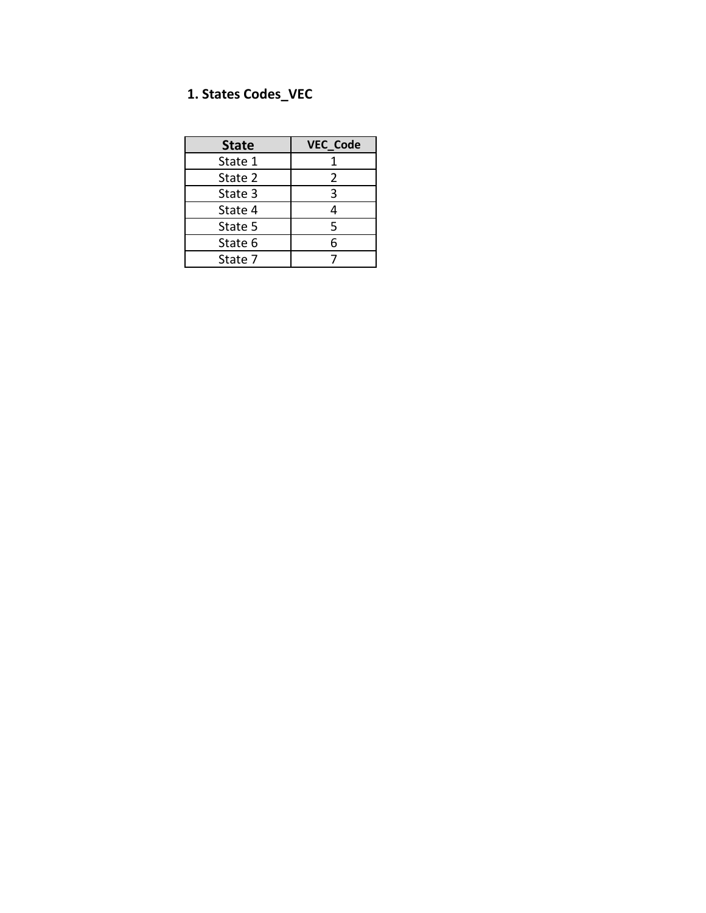## 1. States Codes_VEC

| State | VEC_Code |
|---|---|
| State 1 | 1 |
| State 2 | 2 |
| State 3 | 3 |
| State 4 | 4 |
| State 5 | 5 |
| State 6 | 6 |
| State 7 | 7 |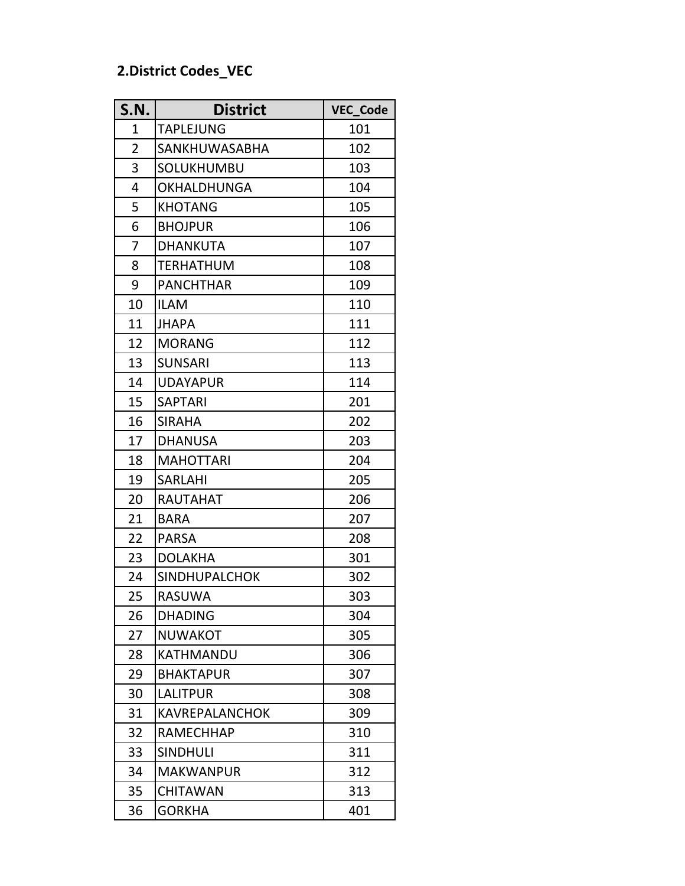## 2.District Codes_VEC

| S.N. | District | VEC_Code |
|---|---|---|
| 1 | TAPLEJUNG | 101 |
| 2 | SANKHUWASABHA | 102 |
| 3 | SOLUKHUMBU | 103 |
| 4 | OKHALDHUNGA | 104 |
| 5 | KHOTANG | 105 |
| 6 | BHOJPUR | 106 |
| 7 | DHANKUTA | 107 |
| 8 | TERHATHUM | 108 |
| 9 | PANCHTHAR | 109 |
| 10 | ILAM | 110 |
| 11 | JHAPA | 111 |
| 12 | MORANG | 112 |
| 13 | SUNSARI | 113 |
| 14 | UDAYAPUR | 114 |
| 15 | SAPTARI | 201 |
| 16 | SIRAHA | 202 |
| 17 | DHANUSA | 203 |
| 18 | MAHOTTARI | 204 |
| 19 | SARLAHI | 205 |
| 20 | RAUTAHAT | 206 |
| 21 | BARA | 207 |
| 22 | PARSA | 208 |
| 23 | DOLAKHA | 301 |
| 24 | SINDHUPALCHOK | 302 |
| 25 | RASUWA | 303 |
| 26 | DHADING | 304 |
| 27 | NUWAKOT | 305 |
| 28 | KATHMANDU | 306 |
| 29 | BHAKTAPUR | 307 |
| 30 | LALITPUR | 308 |
| 31 | KAVREPALANCHOK | 309 |
| 32 | RAMECHHAP | 310 |
| 33 | SINDHULI | 311 |
| 34 | MAKWANPUR | 312 |
| 35 | CHITAWAN | 313 |
| 36 | GORKHA | 401 |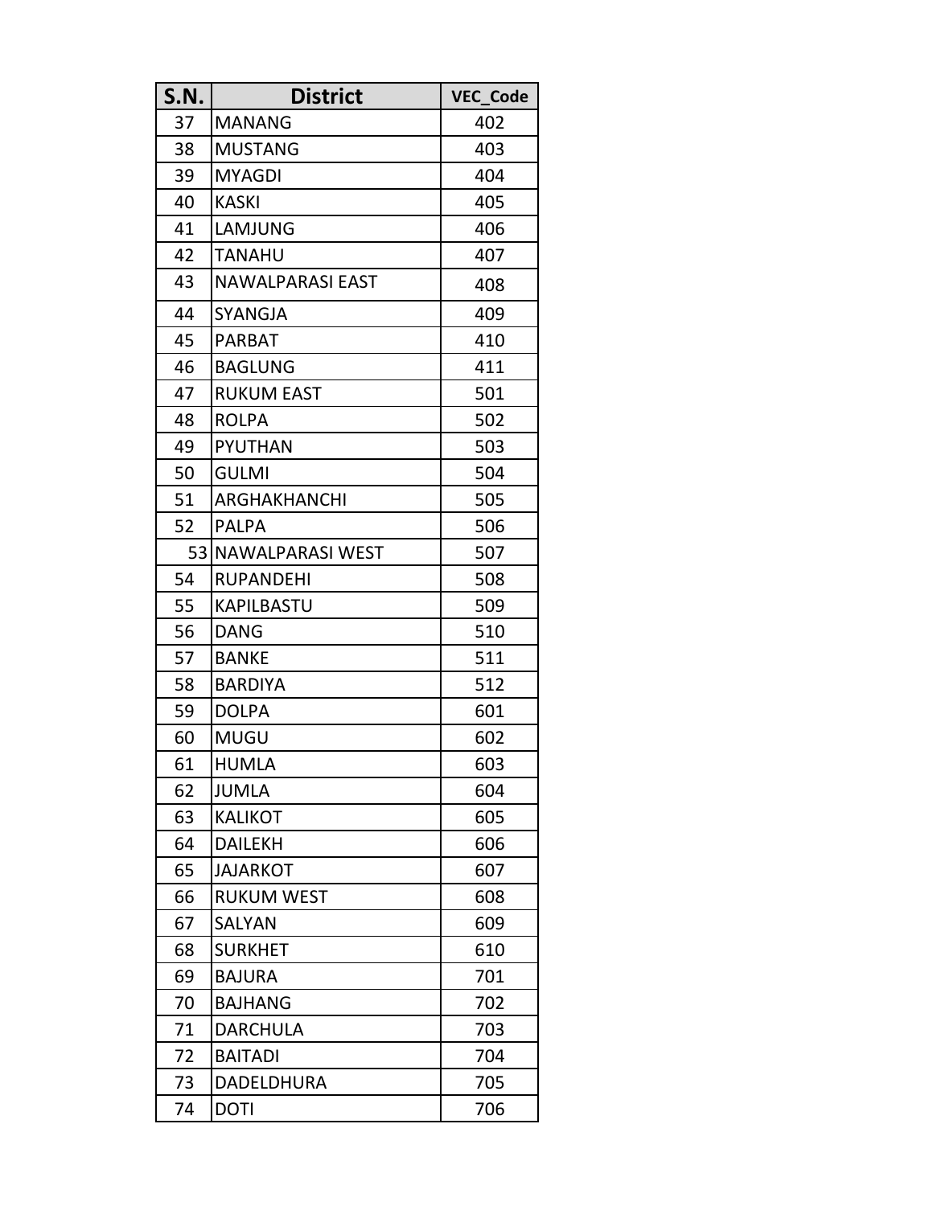| S.N. | District | VEC_Code |
| --- | --- | --- |
| 37 | MANANG | 402 |
| 38 | MUSTANG | 403 |
| 39 | MYAGDI | 404 |
| 40 | KASKI | 405 |
| 41 | LAMJUNG | 406 |
| 42 | TANAHU | 407 |
| 43 | NAWALPARASI EAST | 408 |
| 44 | SYANGJA | 409 |
| 45 | PARBAT | 410 |
| 46 | BAGLUNG | 411 |
| 47 | RUKUM EAST | 501 |
| 48 | ROLPA | 502 |
| 49 | PYUTHAN | 503 |
| 50 | GULMI | 504 |
| 51 | ARGHAKHANCHI | 505 |
| 52 | PALPA | 506 |
| 53 | NAWALPARASI WEST | 507 |
| 54 | RUPANDEHI | 508 |
| 55 | KAPILBASTU | 509 |
| 56 | DANG | 510 |
| 57 | BANKE | 511 |
| 58 | BARDIYA | 512 |
| 59 | DOLPA | 601 |
| 60 | MUGU | 602 |
| 61 | HUMLA | 603 |
| 62 | JUMLA | 604 |
| 63 | KALIKOT | 605 |
| 64 | DAILEKH | 606 |
| 65 | JAJARKOT | 607 |
| 66 | RUKUM WEST | 608 |
| 67 | SALYAN | 609 |
| 68 | SURKHET | 610 |
| 69 | BAJURA | 701 |
| 70 | BAJHANG | 702 |
| 71 | DARCHULA | 703 |
| 72 | BAITADI | 704 |
| 73 | DADELDHURA | 705 |
| 74 | DOTI | 706 |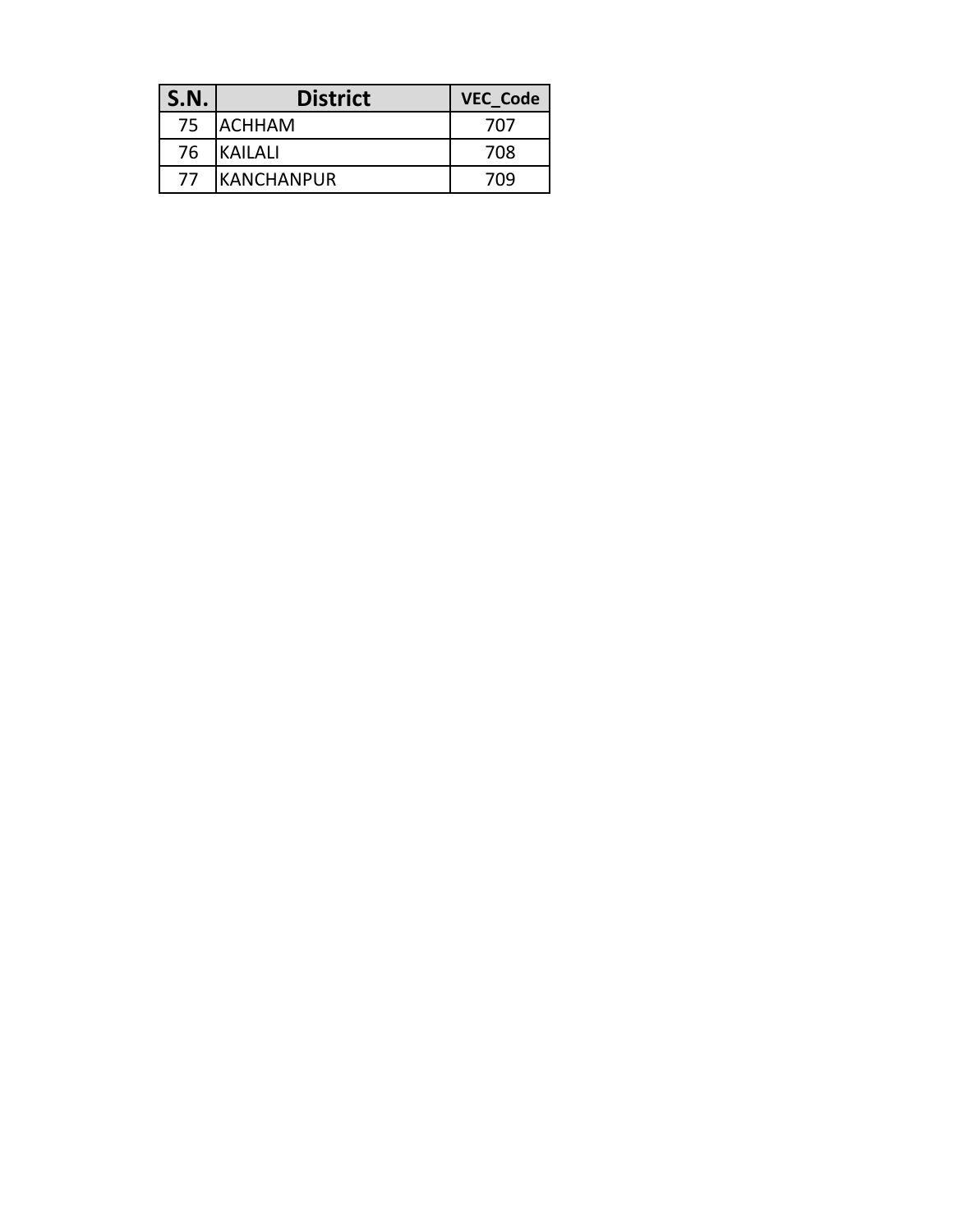| S.N. | District | VEC_Code |
|---|---|---|
| 75 | ACHHAM | 707 |
| 76 | KAILALI | 708 |
| 77 | KANCHANPUR | 709 |